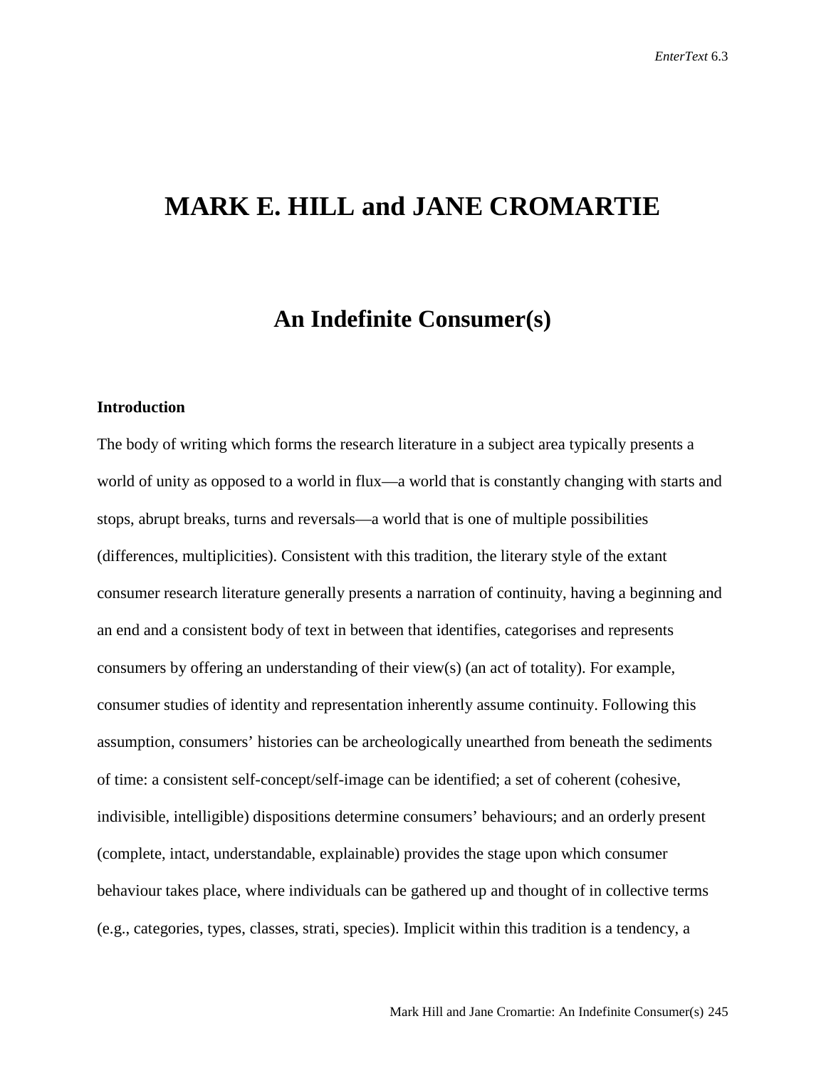# MARK E. HILL and JANE CROMARTIE

## An Indefinite Consumer(s)

### Introduction

The body of writing which forms the research literature in a subject area typically presents a world of unity as opposed to a world in flux—a world that is constantly changing with starts and stops, abrupt breaks, turns and reversals—a world that is one of multiple possibilities (differences, multiplicities). Consistent with this tradition, the literary style of the extant consumer research literature generally presents a narration of continuity, having a beginning and an end and a consistent body of text in between that identifies, categorises and represents consumers by offering an understanding of their view(s) (an act of totality). For example, consumer studies of identity and representation inherently assume continuity. Following this assumption, consumers' histories can be archeologically unearthed from beneath the sediments of time: a consistent self-concept/self-image can be identified; a set of coherent (cohesive, indivisible, intelligible) dispositions determine consumers' behaviours; and an orderly present (complete, intact, understandable, explainable) provides the stage upon which consumer behaviour takes place, where individuals can be gathered up and thought of in collective terms (e.g., categories, types, classes, strati, species). Implicit within this tradition is a tendency, a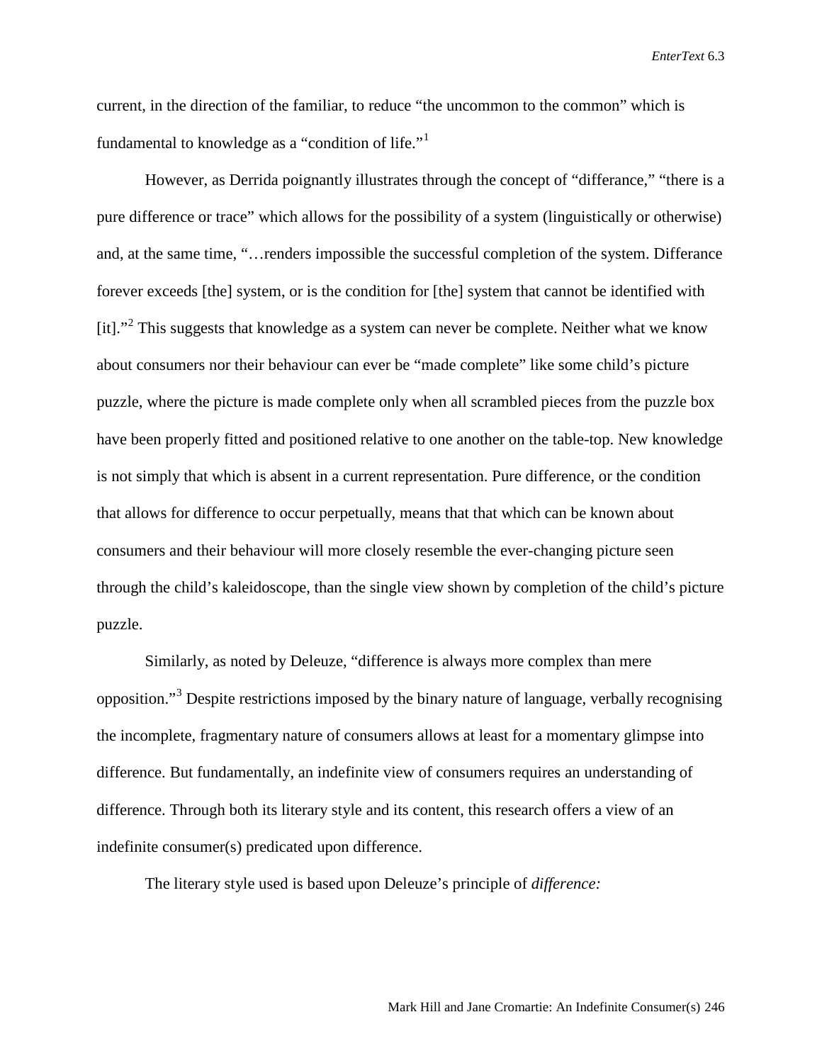current, in the direction of the familiar, to reduce "the uncommon to the common" which is fundamental to knowledge as a "condition of life."[1]

However, as Derrida poignantly illustrates through the concept of "differance," "there is a pure difference or trace" which allows for the possibility of a system (linguistically or otherwise) and, at the same time, "…renders impossible the successful completion of the system. Differance forever exceeds [the] system, or is the condition for [the] system that cannot be identified with [it]."[2] This suggests that knowledge as a system can never be complete. Neither what we know about consumers nor their behaviour can ever be "made complete" like some child's picture puzzle, where the picture is made complete only when all scrambled pieces from the puzzle box have been properly fitted and positioned relative to one another on the table-top. New knowledge is not simply that which is absent in a current representation. Pure difference, or the condition that allows for difference to occur perpetually, means that that which can be known about consumers and their behaviour will more closely resemble the ever-changing picture seen through the child's kaleidoscope, than the single view shown by completion of the child's picture puzzle.

Similarly, as noted by Deleuze, "difference is always more complex than mere opposition."[3] Despite restrictions imposed by the binary nature of language, verbally recognising the incomplete, fragmentary nature of consumers allows at least for a momentary glimpse into difference. But fundamentally, an indefinite view of consumers requires an understanding of difference. Through both its literary style and its content, this research offers a view of an indefinite consumer(s) predicated upon difference.

The literary style used is based upon Deleuze's principle of *difference:*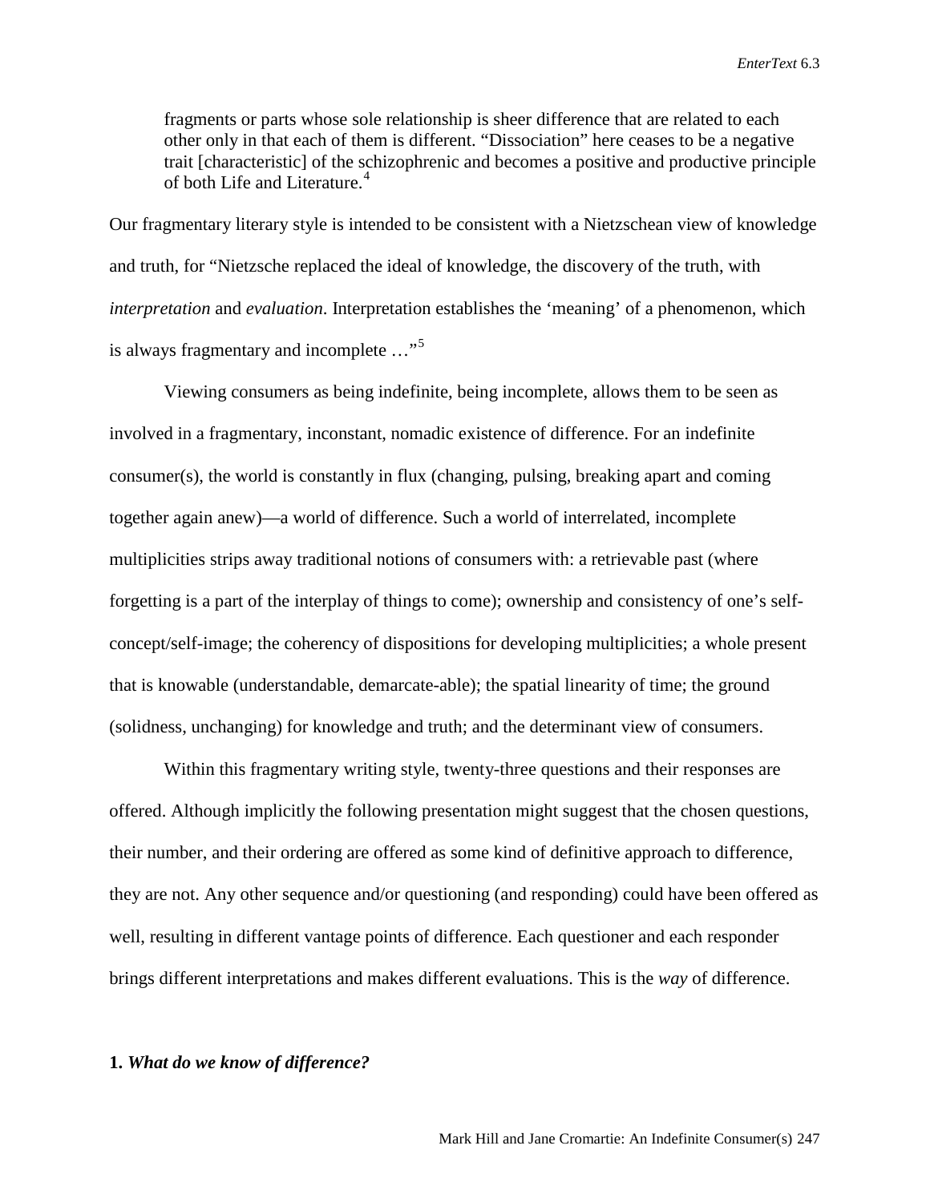> fragments or parts whose sole relationship is sheer difference that are related to each other only in that each of them is different. "Dissociation" here ceases to be a negative trait [characteristic] of the schizophrenic and becomes a positive and productive principle of both Life and Literature.[4]

Our fragmentary literary style is intended to be consistent with a Nietzschean view of knowledge and truth, for "Nietzsche replaced the ideal of knowledge, the discovery of the truth, with *interpretation* and *evaluation*. Interpretation establishes the 'meaning' of a phenomenon, which is always fragmentary and incomplete …"[5]

Viewing consumers as being indefinite, being incomplete, allows them to be seen as involved in a fragmentary, inconstant, nomadic existence of difference. For an indefinite consumer(s), the world is constantly in flux (changing, pulsing, breaking apart and coming together again anew)—a world of difference. Such a world of interrelated, incomplete multiplicities strips away traditional notions of consumers with: a retrievable past (where forgetting is a part of the interplay of things to come); ownership and consistency of one's self-concept/self-image; the coherency of dispositions for developing multiplicities; a whole present that is knowable (understandable, demarcate-able); the spatial linearity of time; the ground (solidness, unchanging) for knowledge and truth; and the determinant view of consumers.

Within this fragmentary writing style, twenty-three questions and their responses are offered. Although implicitly the following presentation might suggest that the chosen questions, their number, and their ordering are offered as some kind of definitive approach to difference, they are not. Any other sequence and/or questioning (and responding) could have been offered as well, resulting in different vantage points of difference. Each questioner and each responder brings different interpretations and makes different evaluations. This is the *way* of difference.

**1. *What do we know of difference?***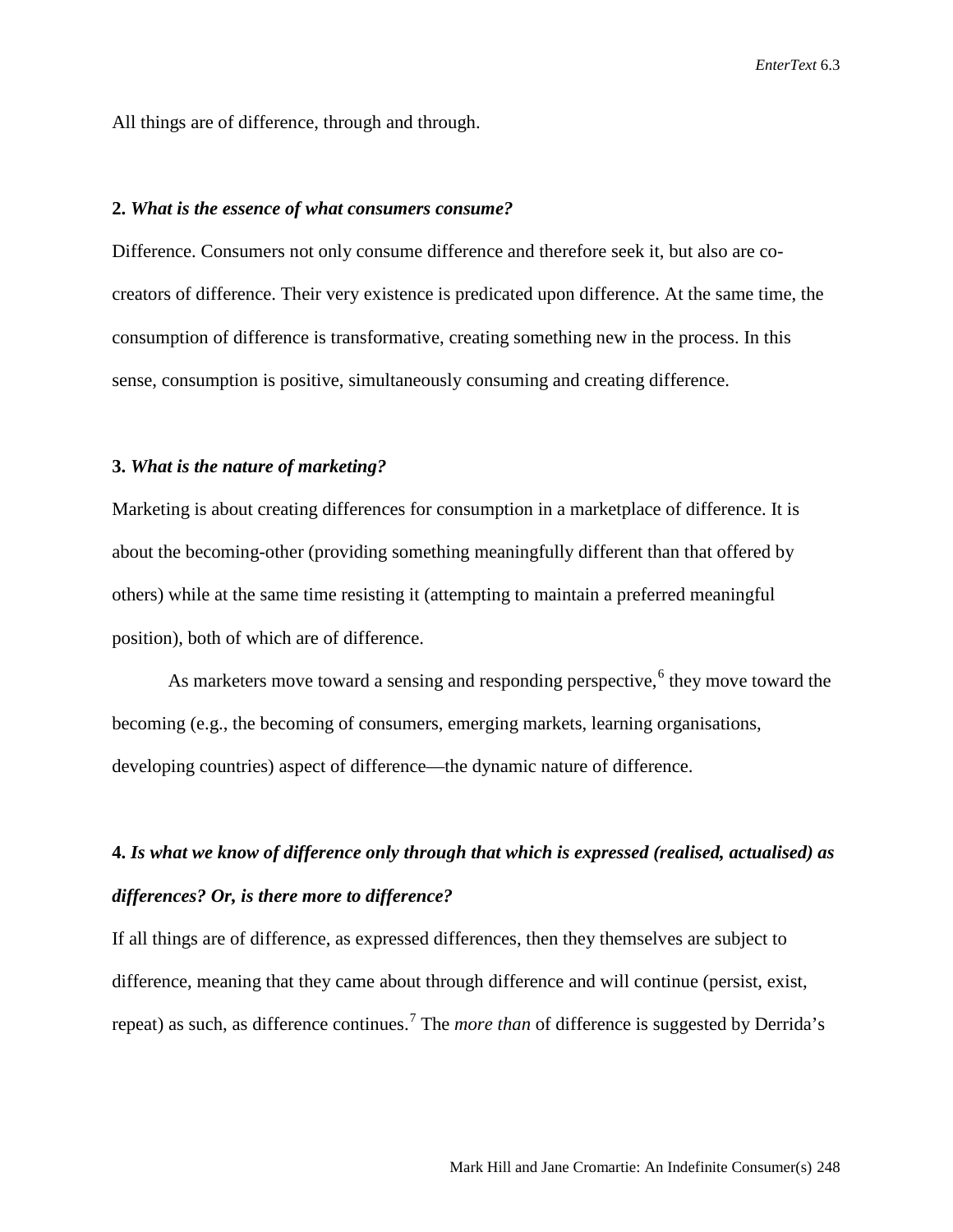All things are of difference, through and through.

**2.** ***What is the essence of what consumers consume?***

Difference. Consumers not only consume difference and therefore seek it, but also are co-creators of difference. Their very existence is predicated upon difference. At the same time, the consumption of difference is transformative, creating something new in the process. In this sense, consumption is positive, simultaneously consuming and creating difference.

**3.** ***What is the nature of marketing?***

Marketing is about creating differences for consumption in a marketplace of difference. It is about the becoming-other (providing something meaningfully different than that offered by others) while at the same time resisting it (attempting to maintain a preferred meaningful position), both of which are of difference.

As marketers move toward a sensing and responding perspective,[6] they move toward the becoming (e.g., the becoming of consumers, emerging markets, learning organisations, developing countries) aspect of difference—the dynamic nature of difference.

**4.** ***Is what we know of difference only through that which is expressed (realised, actualised) as differences? Or, is there more to difference?***

If all things are of difference, as expressed differences, then they themselves are subject to difference, meaning that they came about through difference and will continue (persist, exist, repeat) as such, as difference continues.[7] The *more than* of difference is suggested by Derrida's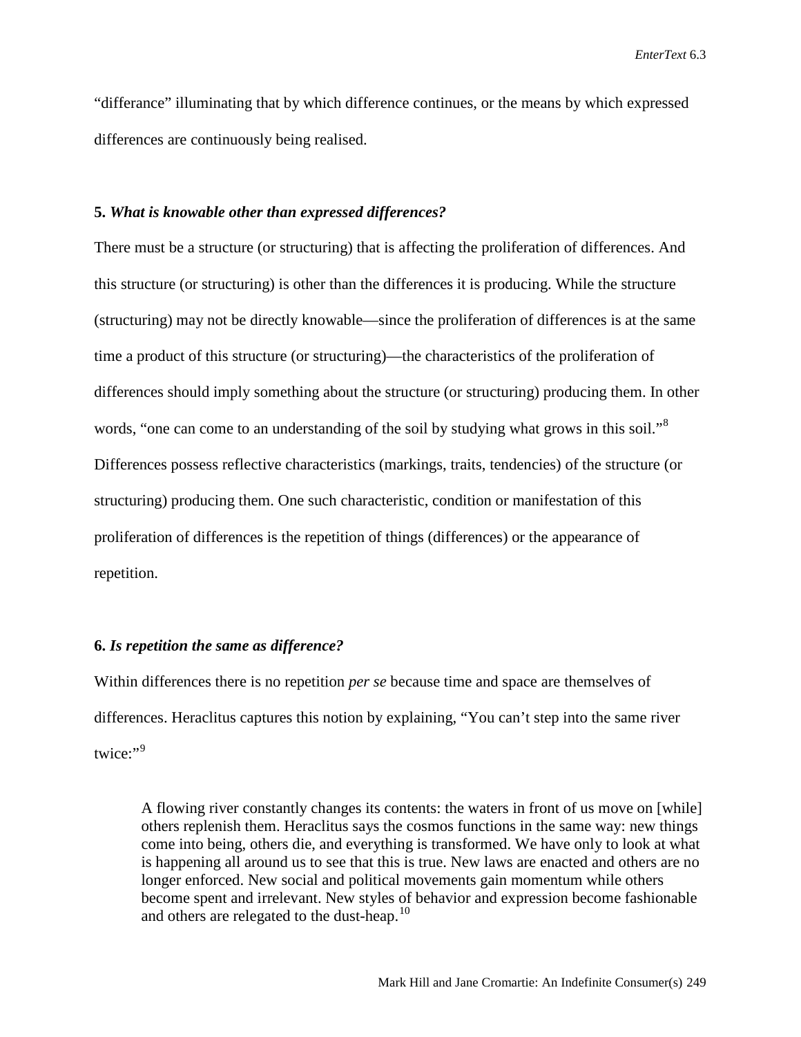"differance" illuminating that by which difference continues, or the means by which expressed differences are continuously being realised.

**5.** ***What is knowable other than expressed differences?***

There must be a structure (or structuring) that is affecting the proliferation of differences. And this structure (or structuring) is other than the differences it is producing. While the structure (structuring) may not be directly knowable—since the proliferation of differences is at the same time a product of this structure (or structuring)—the characteristics of the proliferation of differences should imply something about the structure (or structuring) producing them. In other words, "one can come to an understanding of the soil by studying what grows in this soil."[8] Differences possess reflective characteristics (markings, traits, tendencies) of the structure (or structuring) producing them. One such characteristic, condition or manifestation of this proliferation of differences is the repetition of things (differences) or the appearance of repetition.

**6.** ***Is repetition the same as difference?***

Within differences there is no repetition *per se* because time and space are themselves of differences. Heraclitus captures this notion by explaining, "You can't step into the same river twice:"[9]

> A flowing river constantly changes its contents: the waters in front of us move on [while] others replenish them. Heraclitus says the cosmos functions in the same way: new things come into being, others die, and everything is transformed. We have only to look at what is happening all around us to see that this is true. New laws are enacted and others are no longer enforced. New social and political movements gain momentum while others become spent and irrelevant. New styles of behavior and expression become fashionable and others are relegated to the dust-heap.[10]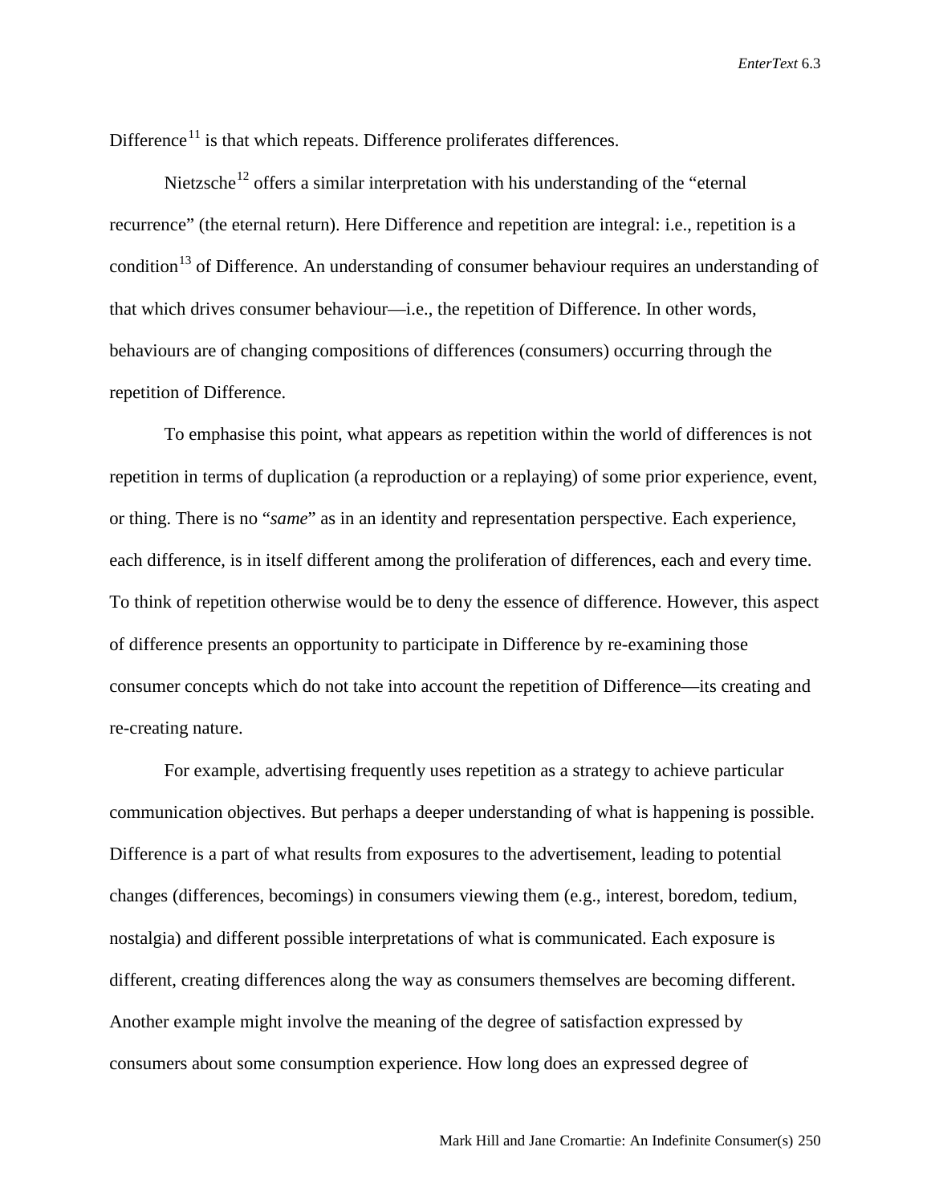Difference[11] is that which repeats. Difference proliferates differences.

Nietzsche[12] offers a similar interpretation with his understanding of the "eternal recurrence" (the eternal return). Here Difference and repetition are integral: i.e., repetition is a condition[13] of Difference. An understanding of consumer behaviour requires an understanding of that which drives consumer behaviour—i.e., the repetition of Difference. In other words, behaviours are of changing compositions of differences (consumers) occurring through the repetition of Difference.

To emphasise this point, what appears as repetition within the world of differences is not repetition in terms of duplication (a reproduction or a replaying) of some prior experience, event, or thing. There is no "*same*" as in an identity and representation perspective. Each experience, each difference, is in itself different among the proliferation of differences, each and every time. To think of repetition otherwise would be to deny the essence of difference. However, this aspect of difference presents an opportunity to participate in Difference by re-examining those consumer concepts which do not take into account the repetition of Difference—its creating and re-creating nature.

For example, advertising frequently uses repetition as a strategy to achieve particular communication objectives. But perhaps a deeper understanding of what is happening is possible. Difference is a part of what results from exposures to the advertisement, leading to potential changes (differences, becomings) in consumers viewing them (e.g., interest, boredom, tedium, nostalgia) and different possible interpretations of what is communicated. Each exposure is different, creating differences along the way as consumers themselves are becoming different. Another example might involve the meaning of the degree of satisfaction expressed by consumers about some consumption experience. How long does an expressed degree of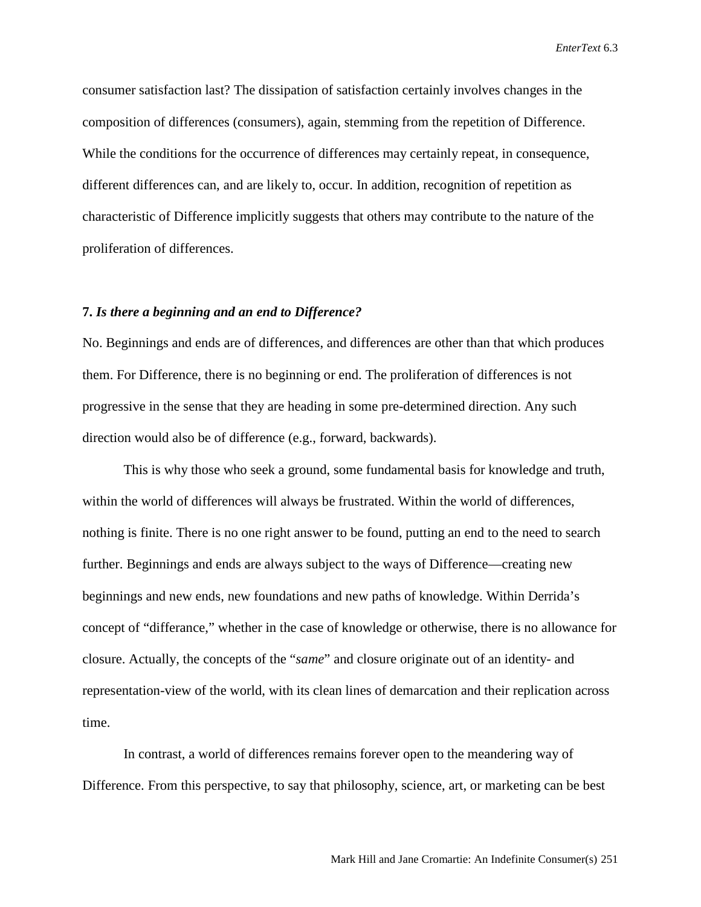consumer satisfaction last? The dissipation of satisfaction certainly involves changes in the composition of differences (consumers), again, stemming from the repetition of Difference. While the conditions for the occurrence of differences may certainly repeat, in consequence, different differences can, and are likely to, occur. In addition, recognition of repetition as characteristic of Difference implicitly suggests that others may contribute to the nature of the proliferation of differences.

### 7. *Is there a beginning and an end to Difference?*

No. Beginnings and ends are of differences, and differences are other than that which produces them. For Difference, there is no beginning or end. The proliferation of differences is not progressive in the sense that they are heading in some pre-determined direction. Any such direction would also be of difference (e.g., forward, backwards).

This is why those who seek a ground, some fundamental basis for knowledge and truth, within the world of differences will always be frustrated. Within the world of differences, nothing is finite. There is no one right answer to be found, putting an end to the need to search further. Beginnings and ends are always subject to the ways of Difference—creating new beginnings and new ends, new foundations and new paths of knowledge. Within Derrida's concept of "differance," whether in the case of knowledge or otherwise, there is no allowance for closure. Actually, the concepts of the "*same*" and closure originate out of an identity- and representation-view of the world, with its clean lines of demarcation and their replication across time.

In contrast, a world of differences remains forever open to the meandering way of Difference. From this perspective, to say that philosophy, science, art, or marketing can be best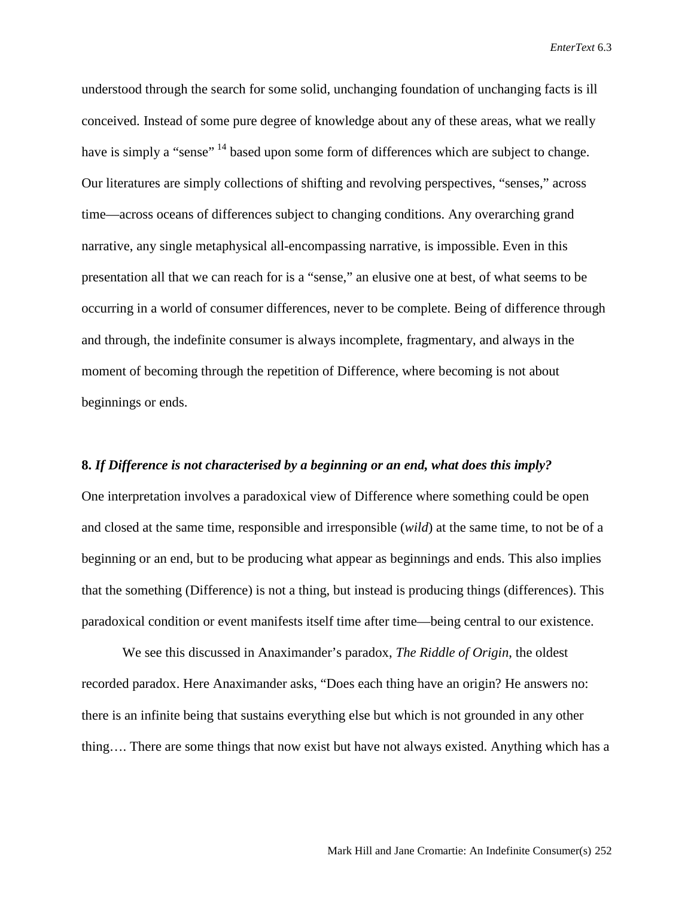understood through the search for some solid, unchanging foundation of unchanging facts is ill conceived. Instead of some pure degree of knowledge about any of these areas, what we really have is simply a "sense" [14] based upon some form of differences which are subject to change. Our literatures are simply collections of shifting and revolving perspectives, "senses," across time—across oceans of differences subject to changing conditions. Any overarching grand narrative, any single metaphysical all-encompassing narrative, is impossible. Even in this presentation all that we can reach for is a "sense," an elusive one at best, of what seems to be occurring in a world of consumer differences, never to be complete. Being of difference through and through, the indefinite consumer is always incomplete, fragmentary, and always in the moment of becoming through the repetition of Difference, where becoming is not about beginnings or ends.

**8.** ***If Difference is not characterised by a beginning or an end, what does this imply?***

One interpretation involves a paradoxical view of Difference where something could be open and closed at the same time, responsible and irresponsible (*wild*) at the same time, to not be of a beginning or an end, but to be producing what appear as beginnings and ends. This also implies that the something (Difference) is not a thing, but instead is producing things (differences). This paradoxical condition or event manifests itself time after time—being central to our existence.

We see this discussed in Anaximander's paradox, *The Riddle of Origin*, the oldest recorded paradox. Here Anaximander asks, "Does each thing have an origin? He answers no: there is an infinite being that sustains everything else but which is not grounded in any other thing…. There are some things that now exist but have not always existed. Anything which has a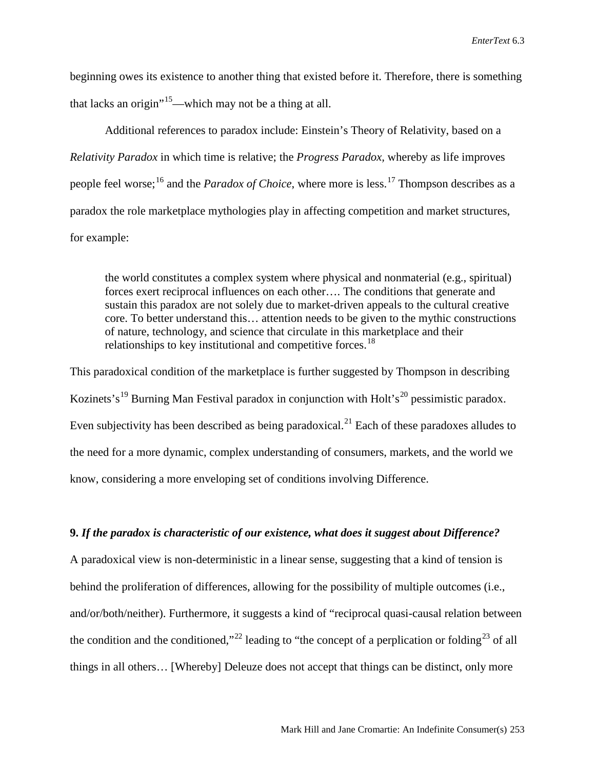beginning owes its existence to another thing that existed before it. Therefore, there is something that lacks an origin"[15]—which may not be a thing at all.

Additional references to paradox include: Einstein's Theory of Relativity, based on a *Relativity Paradox* in which time is relative; the *Progress Paradox,* whereby as life improves people feel worse;[16] and the *Paradox of Choice*, where more is less.[17] Thompson describes as a paradox the role marketplace mythologies play in affecting competition and market structures, for example:

> the world constitutes a complex system where physical and nonmaterial (e.g., spiritual) forces exert reciprocal influences on each other…. The conditions that generate and sustain this paradox are not solely due to market-driven appeals to the cultural creative core. To better understand this… attention needs to be given to the mythic constructions of nature, technology, and science that circulate in this marketplace and their relationships to key institutional and competitive forces.[18]

This paradoxical condition of the marketplace is further suggested by Thompson in describing Kozinets's[19] Burning Man Festival paradox in conjunction with Holt's[20] pessimistic paradox. Even subjectivity has been described as being paradoxical.[21] Each of these paradoxes alludes to the need for a more dynamic, complex understanding of consumers, markets, and the world we know, considering a more enveloping set of conditions involving Difference.

**9.** ***If the paradox is characteristic of our existence, what does it suggest about Difference?***

A paradoxical view is non-deterministic in a linear sense, suggesting that a kind of tension is behind the proliferation of differences, allowing for the possibility of multiple outcomes (i.e., and/or/both/neither). Furthermore, it suggests a kind of "reciprocal quasi-causal relation between the condition and the conditioned,"[22] leading to "the concept of a perplication or folding[23] of all things in all others… [Whereby] Deleuze does not accept that things can be distinct, only more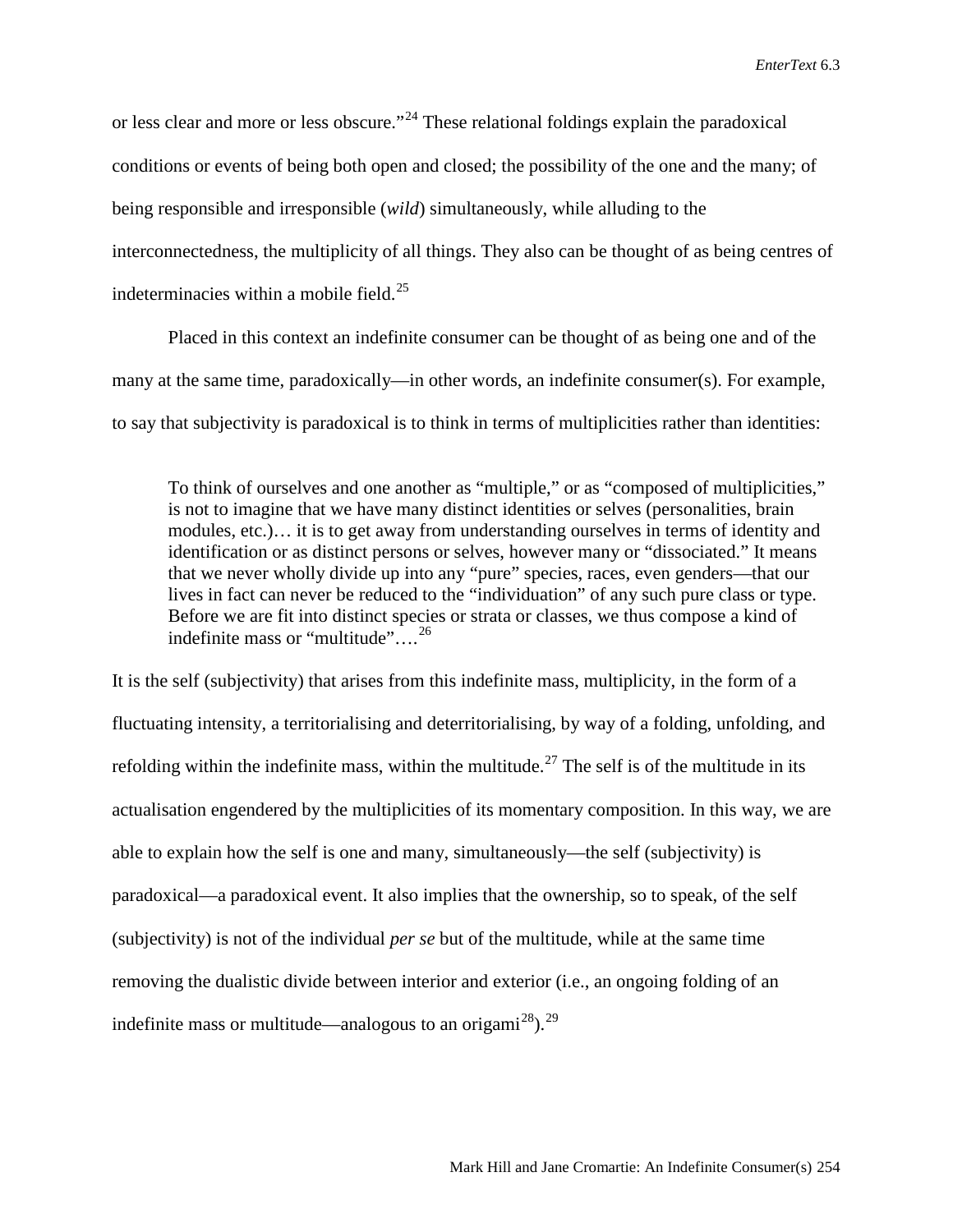or less clear and more or less obscure."[24] These relational foldings explain the paradoxical conditions or events of being both open and closed; the possibility of the one and the many; of being responsible and irresponsible (*wild*) simultaneously, while alluding to the interconnectedness, the multiplicity of all things. They also can be thought of as being centres of indeterminacies within a mobile field.[25]

Placed in this context an indefinite consumer can be thought of as being one and of the many at the same time, paradoxically—in other words, an indefinite consumer(s). For example, to say that subjectivity is paradoxical is to think in terms of multiplicities rather than identities:

> To think of ourselves and one another as "multiple," or as "composed of multiplicities," is not to imagine that we have many distinct identities or selves (personalities, brain modules, etc.)… it is to get away from understanding ourselves in terms of identity and identification or as distinct persons or selves, however many or "dissociated." It means that we never wholly divide up into any "pure" species, races, even genders—that our lives in fact can never be reduced to the "individuation" of any such pure class or type. Before we are fit into distinct species or strata or classes, we thus compose a kind of indefinite mass or "multitude"….[26]

It is the self (subjectivity) that arises from this indefinite mass, multiplicity, in the form of a fluctuating intensity, a territorialising and deterritorialising, by way of a folding, unfolding, and refolding within the indefinite mass, within the multitude.[27] The self is of the multitude in its actualisation engendered by the multiplicities of its momentary composition. In this way, we are able to explain how the self is one and many, simultaneously—the self (subjectivity) is paradoxical—a paradoxical event. It also implies that the ownership, so to speak, of the self (subjectivity) is not of the individual *per se* but of the multitude, while at the same time removing the dualistic divide between interior and exterior (i.e., an ongoing folding of an indefinite mass or multitude—analogous to an origami[28]).[29]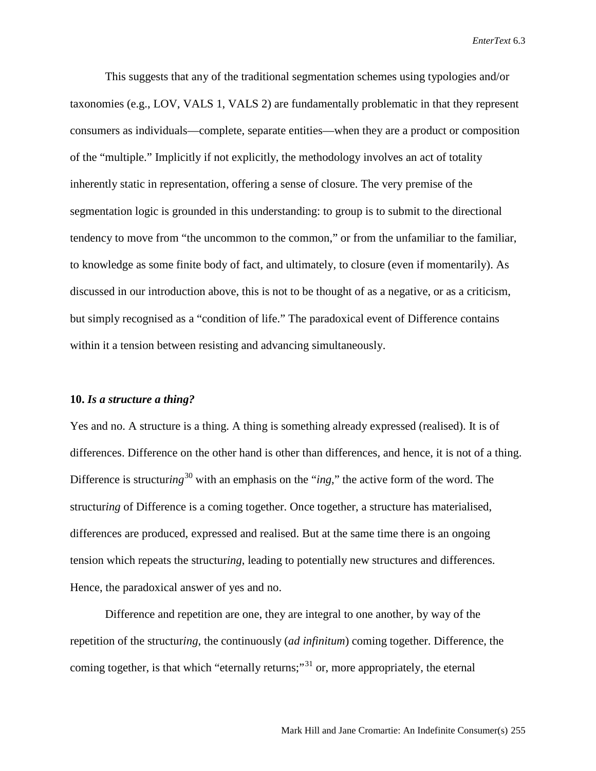This suggests that any of the traditional segmentation schemes using typologies and/or taxonomies (e.g., LOV, VALS 1, VALS 2) are fundamentally problematic in that they represent consumers as individuals—complete, separate entities—when they are a product or composition of the "multiple." Implicitly if not explicitly, the methodology involves an act of totality inherently static in representation, offering a sense of closure. The very premise of the segmentation logic is grounded in this understanding: to group is to submit to the directional tendency to move from "the uncommon to the common," or from the unfamiliar to the familiar, to knowledge as some finite body of fact, and ultimately, to closure (even if momentarily). As discussed in our introduction above, this is not to be thought of as a negative, or as a criticism, but simply recognised as a "condition of life." The paradoxical event of Difference contains within it a tension between resisting and advancing simultaneously.

**10.** ***Is a structure a thing?***

Yes and no. A structure is a thing. A thing is something already expressed (realised). It is of differences. Difference on the other hand is other than differences, and hence, it is not of a thing. Difference is structur*ing*[30] with an emphasis on the "*ing*," the active form of the word. The structur*ing* of Difference is a coming together. Once together, a structure has materialised, differences are produced, expressed and realised. But at the same time there is an ongoing tension which repeats the structur*ing*, leading to potentially new structures and differences. Hence, the paradoxical answer of yes and no.

Difference and repetition are one, they are integral to one another, by way of the repetition of the structur*ing*, the continuously (*ad infinitum*) coming together. Difference, the coming together, is that which "eternally returns;"[31] or, more appropriately, the eternal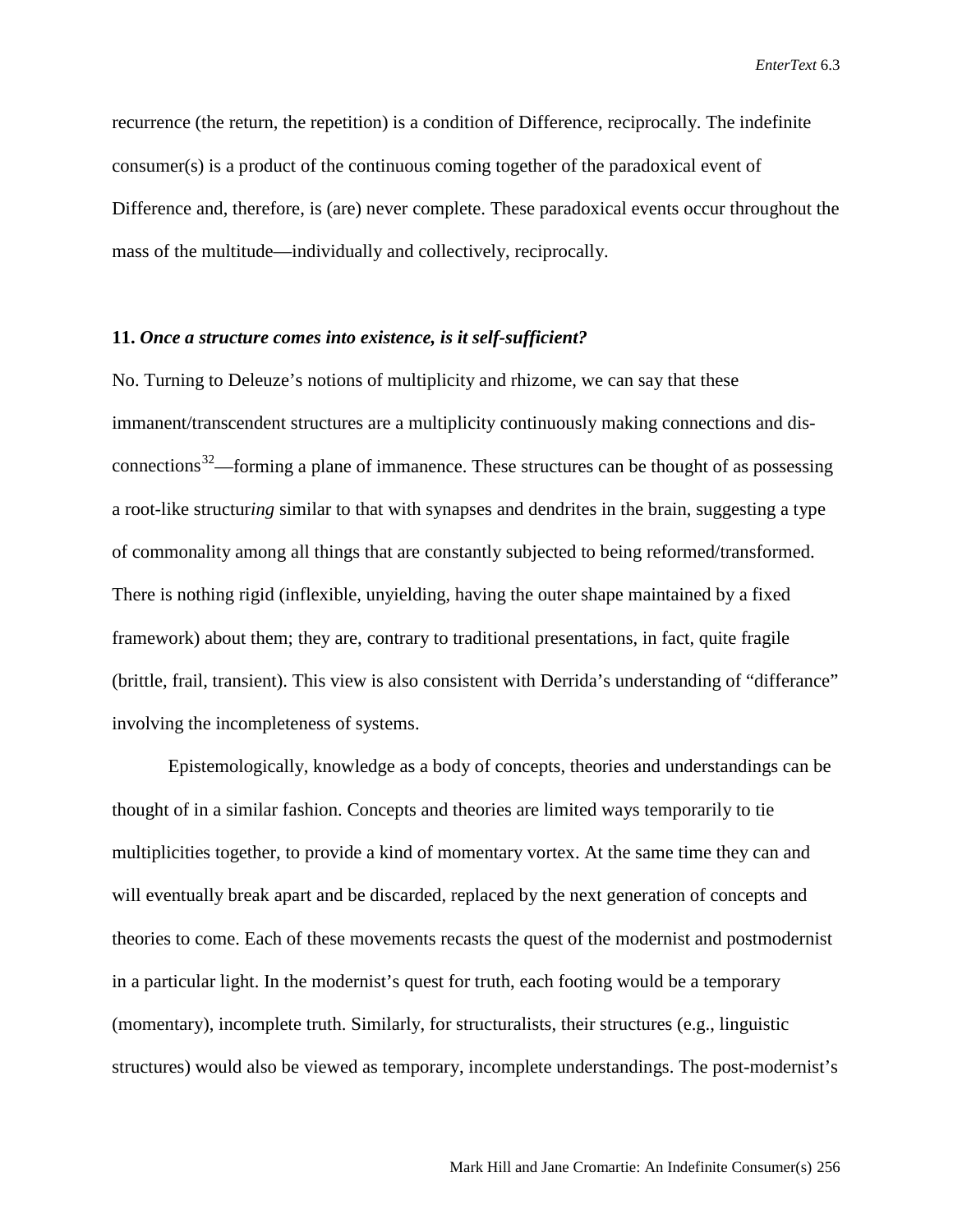recurrence (the return, the repetition) is a condition of Difference, reciprocally. The indefinite consumer(s) is a product of the continuous coming together of the paradoxical event of Difference and, therefore, is (are) never complete. These paradoxical events occur throughout the mass of the multitude—individually and collectively, reciprocally.

**11.** ***Once a structure comes into existence, is it self-sufficient?***

No. Turning to Deleuze's notions of multiplicity and rhizome, we can say that these immanent/transcendent structures are a multiplicity continuously making connections and dis-connections[32]—forming a plane of immanence. These structures can be thought of as possessing a root-like structur*ing* similar to that with synapses and dendrites in the brain, suggesting a type of commonality among all things that are constantly subjected to being reformed/transformed. There is nothing rigid (inflexible, unyielding, having the outer shape maintained by a fixed framework) about them; they are, contrary to traditional presentations, in fact, quite fragile (brittle, frail, transient). This view is also consistent with Derrida's understanding of "differance" involving the incompleteness of systems.

Epistemologically, knowledge as a body of concepts, theories and understandings can be thought of in a similar fashion. Concepts and theories are limited ways temporarily to tie multiplicities together, to provide a kind of momentary vortex. At the same time they can and will eventually break apart and be discarded, replaced by the next generation of concepts and theories to come. Each of these movements recasts the quest of the modernist and postmodernist in a particular light. In the modernist's quest for truth, each footing would be a temporary (momentary), incomplete truth. Similarly, for structuralists, their structures (e.g., linguistic structures) would also be viewed as temporary, incomplete understandings. The post-modernist's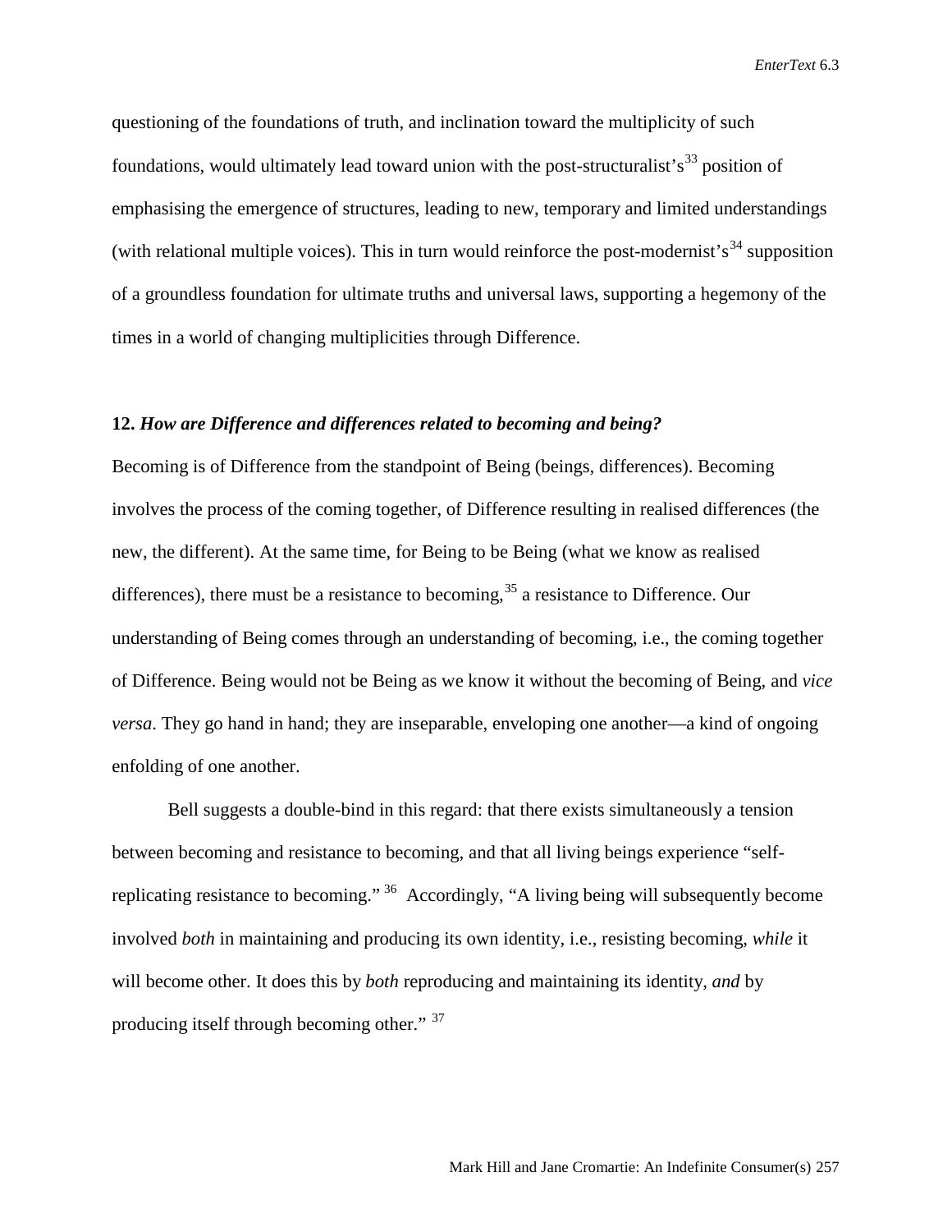questioning of the foundations of truth, and inclination toward the multiplicity of such foundations, would ultimately lead toward union with the post-structuralist's[33] position of emphasising the emergence of structures, leading to new, temporary and limited understandings (with relational multiple voices). This in turn would reinforce the post-modernist's[34] supposition of a groundless foundation for ultimate truths and universal laws, supporting a hegemony of the times in a world of changing multiplicities through Difference.

**12.** ***How are Difference and differences related to becoming and being?***

Becoming is of Difference from the standpoint of Being (beings, differences). Becoming involves the process of the coming together, of Difference resulting in realised differences (the new, the different). At the same time, for Being to be Being (what we know as realised differences), there must be a resistance to becoming,[35] a resistance to Difference. Our understanding of Being comes through an understanding of becoming, i.e., the coming together of Difference. Being would not be Being as we know it without the becoming of Being, and *vice versa*. They go hand in hand; they are inseparable, enveloping one another—a kind of ongoing enfolding of one another.

Bell suggests a double-bind in this regard: that there exists simultaneously a tension between becoming and resistance to becoming, and that all living beings experience "self-replicating resistance to becoming."[36] Accordingly, "A living being will subsequently become involved *both* in maintaining and producing its own identity, i.e., resisting becoming, *while* it will become other. It does this by *both* reproducing and maintaining its identity, *and* by producing itself through becoming other."[37]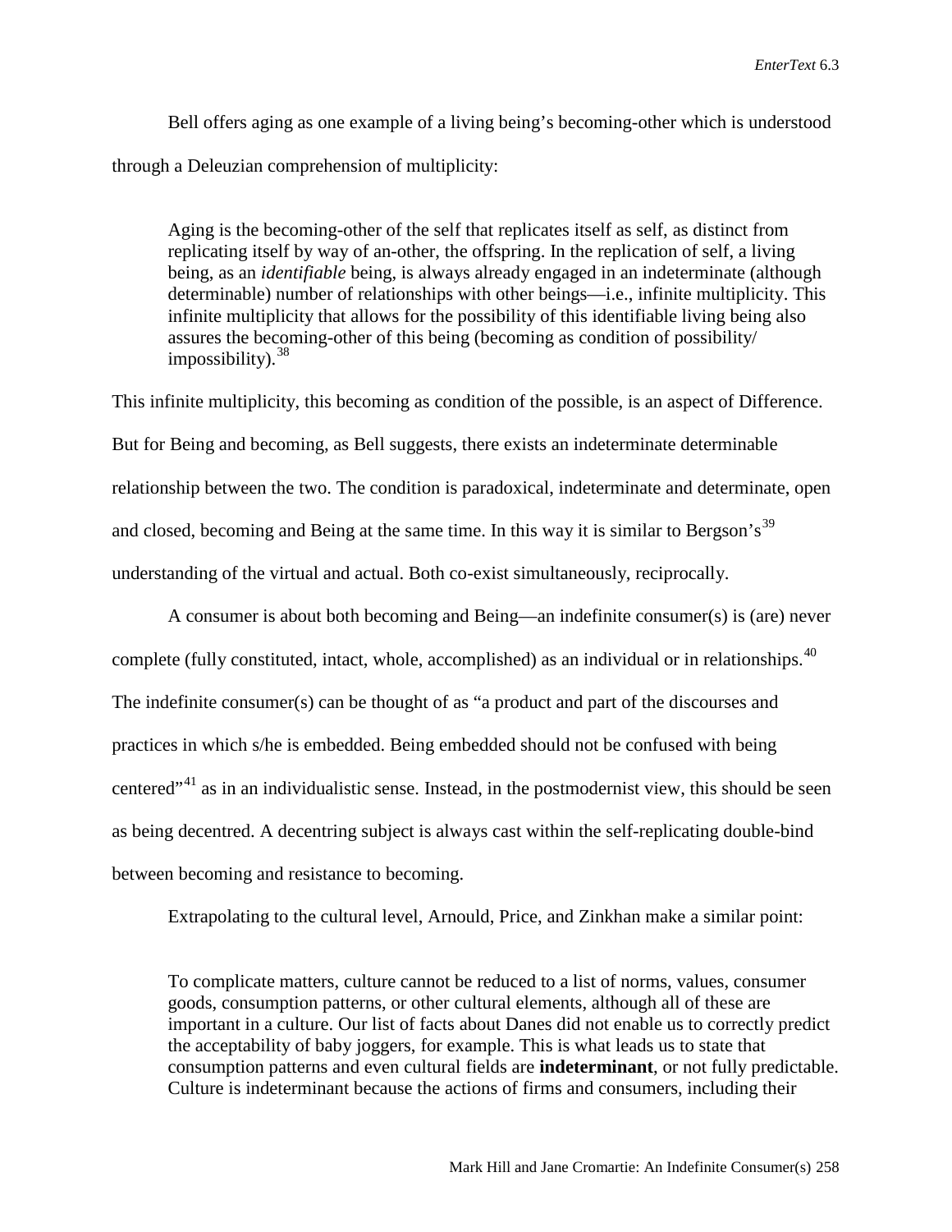Bell offers aging as one example of a living being's becoming-other which is understood through a Deleuzian comprehension of multiplicity:

> Aging is the becoming-other of the self that replicates itself as self, as distinct from replicating itself by way of an-other, the offspring. In the replication of self, a living being, as an *identifiable* being, is always already engaged in an indeterminate (although determinable) number of relationships with other beings—i.e., infinite multiplicity. This infinite multiplicity that allows for the possibility of this identifiable living being also assures the becoming-other of this being (becoming as condition of possibility/ impossibility).[38]

This infinite multiplicity, this becoming as condition of the possible, is an aspect of Difference. But for Being and becoming, as Bell suggests, there exists an indeterminate determinable relationship between the two. The condition is paradoxical, indeterminate and determinate, open and closed, becoming and Being at the same time. In this way it is similar to Bergson's[39] understanding of the virtual and actual. Both co-exist simultaneously, reciprocally.

A consumer is about both becoming and Being—an indefinite consumer(s) is (are) never complete (fully constituted, intact, whole, accomplished) as an individual or in relationships.[40] The indefinite consumer(s) can be thought of as "a product and part of the discourses and practices in which s/he is embedded. Being embedded should not be confused with being centered"[41] as in an individualistic sense. Instead, in the postmodernist view, this should be seen as being decentred. A decentring subject is always cast within the self-replicating double-bind between becoming and resistance to becoming.

Extrapolating to the cultural level, Arnould, Price, and Zinkhan make a similar point:

> To complicate matters, culture cannot be reduced to a list of norms, values, consumer goods, consumption patterns, or other cultural elements, although all of these are important in a culture. Our list of facts about Danes did not enable us to correctly predict the acceptability of baby joggers, for example. This is what leads us to state that consumption patterns and even cultural fields are **indeterminant**, or not fully predictable. Culture is indeterminant because the actions of firms and consumers, including their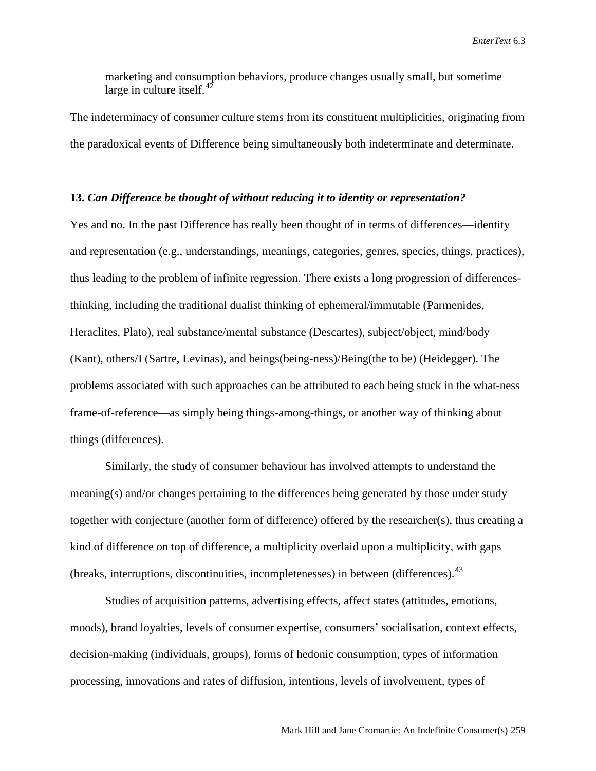> marketing and consumption behaviors, produce changes usually small, but sometime large in culture itself.[42]

The indeterminacy of consumer culture stems from its constituent multiplicities, originating from the paradoxical events of Difference being simultaneously both indeterminate and determinate.

### 13. *Can Difference be thought of without reducing it to identity or representation?*

Yes and no. In the past Difference has really been thought of in terms of differences—identity and representation (e.g., understandings, meanings, categories, genres, species, things, practices), thus leading to the problem of infinite regression. There exists a long progression of differences-thinking, including the traditional dualist thinking of ephemeral/immutable (Parmenides, Heraclites, Plato), real substance/mental substance (Descartes), subject/object, mind/body (Kant), others/I (Sartre, Levinas), and beings(being-ness)/Being(the to be) (Heidegger). The problems associated with such approaches can be attributed to each being stuck in the what-ness frame-of-reference—as simply being things-among-things, or another way of thinking about things (differences).

Similarly, the study of consumer behaviour has involved attempts to understand the meaning(s) and/or changes pertaining to the differences being generated by those under study together with conjecture (another form of difference) offered by the researcher(s), thus creating a kind of difference on top of difference, a multiplicity overlaid upon a multiplicity, with gaps (breaks, interruptions, discontinuities, incompletenesses) in between (differences).[43]

Studies of acquisition patterns, advertising effects, affect states (attitudes, emotions, moods), brand loyalties, levels of consumer expertise, consumers' socialisation, context effects, decision-making (individuals, groups), forms of hedonic consumption, types of information processing, innovations and rates of diffusion, intentions, levels of involvement, types of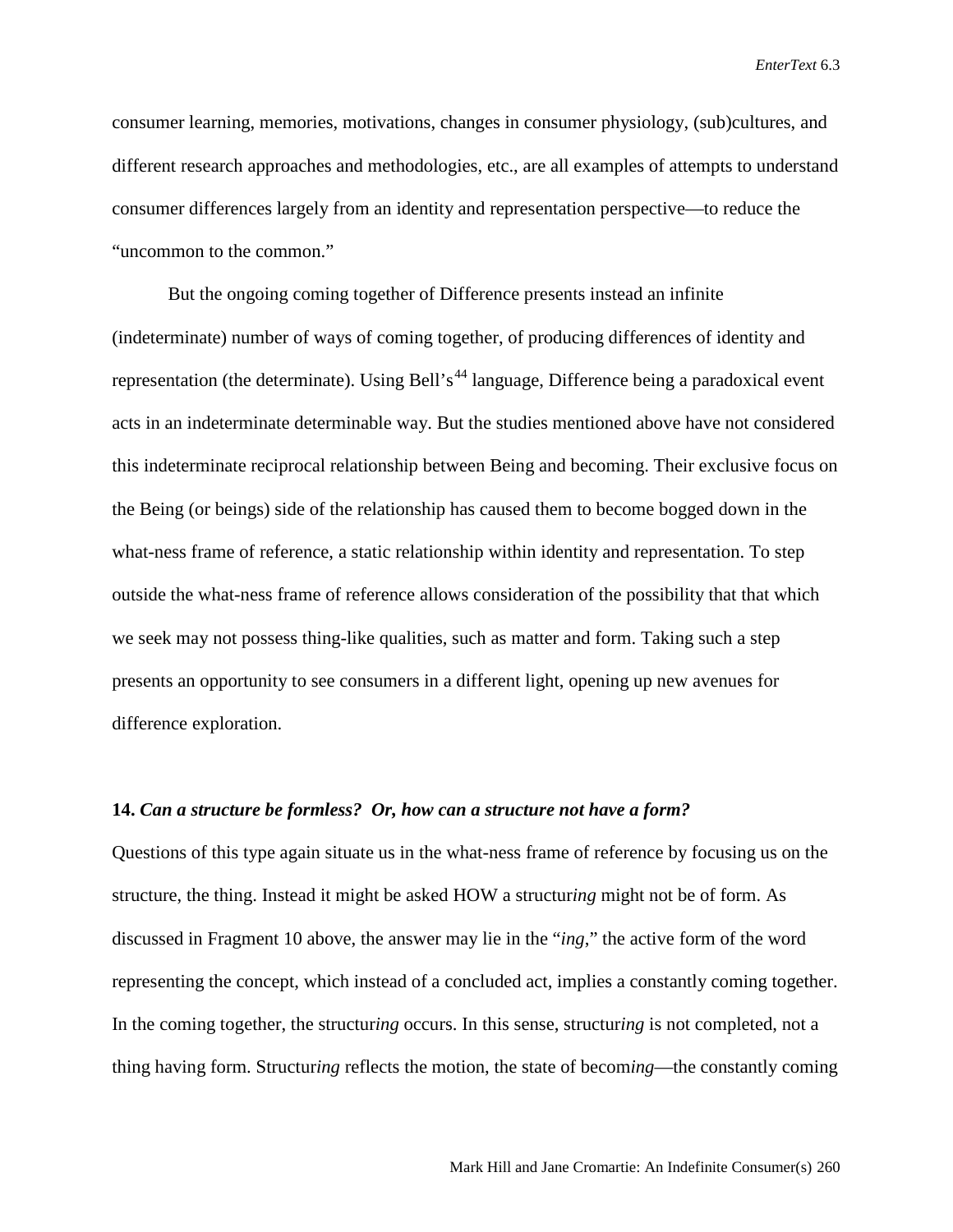consumer learning, memories, motivations, changes in consumer physiology, (sub)cultures, and different research approaches and methodologies, etc., are all examples of attempts to understand consumer differences largely from an identity and representation perspective—to reduce the "uncommon to the common."

But the ongoing coming together of Difference presents instead an infinite (indeterminate) number of ways of coming together, of producing differences of identity and representation (the determinate). Using Bell's[44] language, Difference being a paradoxical event acts in an indeterminate determinable way. But the studies mentioned above have not considered this indeterminate reciprocal relationship between Being and becoming. Their exclusive focus on the Being (or beings) side of the relationship has caused them to become bogged down in the what-ness frame of reference, a static relationship within identity and representation. To step outside the what-ness frame of reference allows consideration of the possibility that that which we seek may not possess thing-like qualities, such as matter and form. Taking such a step presents an opportunity to see consumers in a different light, opening up new avenues for difference exploration.

**14.** ***Can a structure be formless? Or, how can a structure not have a form?***

Questions of this type again situate us in the what-ness frame of reference by focusing us on the structure, the thing. Instead it might be asked HOW a structur*ing* might not be of form. As discussed in Fragment 10 above, the answer may lie in the "*ing*," the active form of the word representing the concept, which instead of a concluded act, implies a constantly coming together. In the coming together, the structur*ing* occurs. In this sense, structur*ing* is not completed, not a thing having form. Structur*ing* reflects the motion, the state of becom*ing*—the constantly coming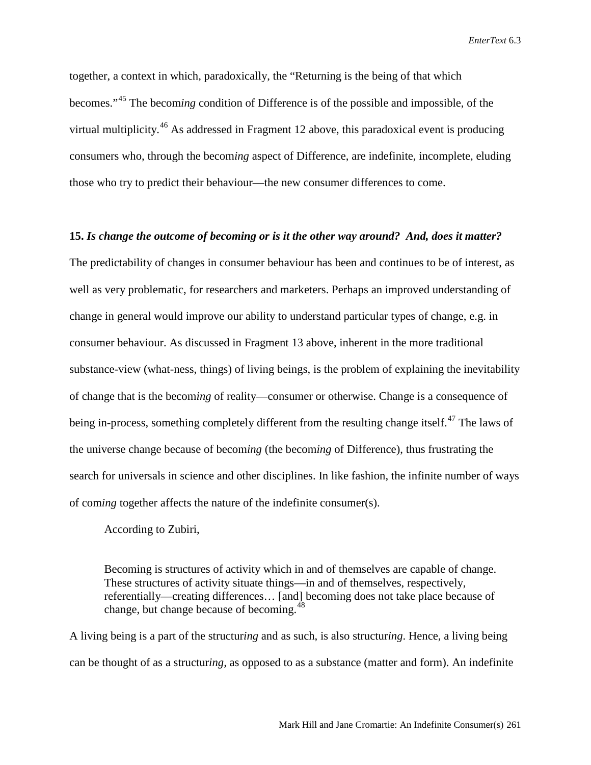together, a context in which, paradoxically, the "Returning is the being of that which becomes."[45] The becom*ing* condition of Difference is of the possible and impossible, of the virtual multiplicity.[46] As addressed in Fragment 12 above, this paradoxical event is producing consumers who, through the becom*ing* aspect of Difference, are indefinite, incomplete, eluding those who try to predict their behaviour—the new consumer differences to come.

**15.** ***Is change the outcome of becoming or is it the other way around? And, does it matter?***

The predictability of changes in consumer behaviour has been and continues to be of interest, as well as very problematic, for researchers and marketers. Perhaps an improved understanding of change in general would improve our ability to understand particular types of change, e.g. in consumer behaviour. As discussed in Fragment 13 above, inherent in the more traditional substance-view (what-ness, things) of living beings, is the problem of explaining the inevitability of change that is the becom*ing* of reality—consumer or otherwise. Change is a consequence of being in-process, something completely different from the resulting change itself.[47] The laws of the universe change because of becom*ing* (the becom*ing* of Difference), thus frustrating the search for universals in science and other disciplines. In like fashion, the infinite number of ways of com*ing* together affects the nature of the indefinite consumer(s).

According to Zubiri,

> Becoming is structures of activity which in and of themselves are capable of change. These structures of activity situate things—in and of themselves, respectively, referentially—creating differences… [and] becoming does not take place because of change, but change because of becoming.[48]

A living being is a part of the structur*ing* and as such, is also structur*ing*. Hence, a living being can be thought of as a structur*ing*, as opposed to as a substance (matter and form). An indefinite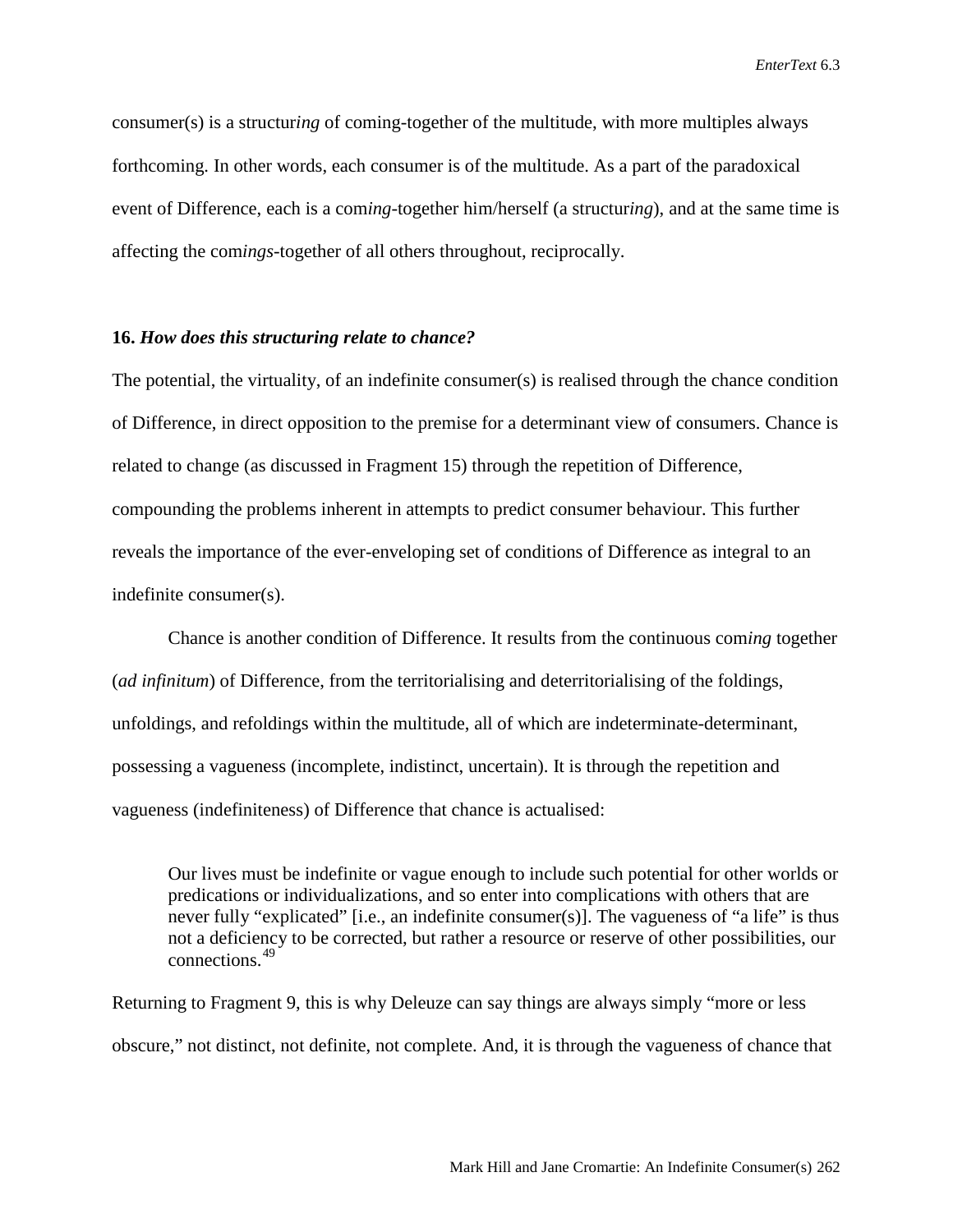consumer(s) is a structur*ing* of coming-together of the multitude, with more multiples always forthcoming. In other words, each consumer is of the multitude. As a part of the paradoxical event of Difference, each is a com*ing*-together him/herself (a structur*ing*), and at the same time is affecting the com*ings*-together of all others throughout, reciprocally.

**16.** ***How does this structuring relate to chance?***

The potential, the virtuality, of an indefinite consumer(s) is realised through the chance condition of Difference, in direct opposition to the premise for a determinant view of consumers. Chance is related to change (as discussed in Fragment 15) through the repetition of Difference, compounding the problems inherent in attempts to predict consumer behaviour. This further reveals the importance of the ever-enveloping set of conditions of Difference as integral to an indefinite consumer(s).

Chance is another condition of Difference. It results from the continuous com*ing* together (*ad infinitum*) of Difference, from the territorialising and deterritorialising of the foldings, unfoldings, and refoldings within the multitude, all of which are indeterminate-determinant, possessing a vagueness (incomplete, indistinct, uncertain). It is through the repetition and vagueness (indefiniteness) of Difference that chance is actualised:

> Our lives must be indefinite or vague enough to include such potential for other worlds or predications or individualizations, and so enter into complications with others that are never fully "explicated" [i.e., an indefinite consumer(s)]. The vagueness of "a life" is thus not a deficiency to be corrected, but rather a resource or reserve of other possibilities, our connections.[49]

Returning to Fragment 9, this is why Deleuze can say things are always simply "more or less obscure," not distinct, not definite, not complete. And, it is through the vagueness of chance that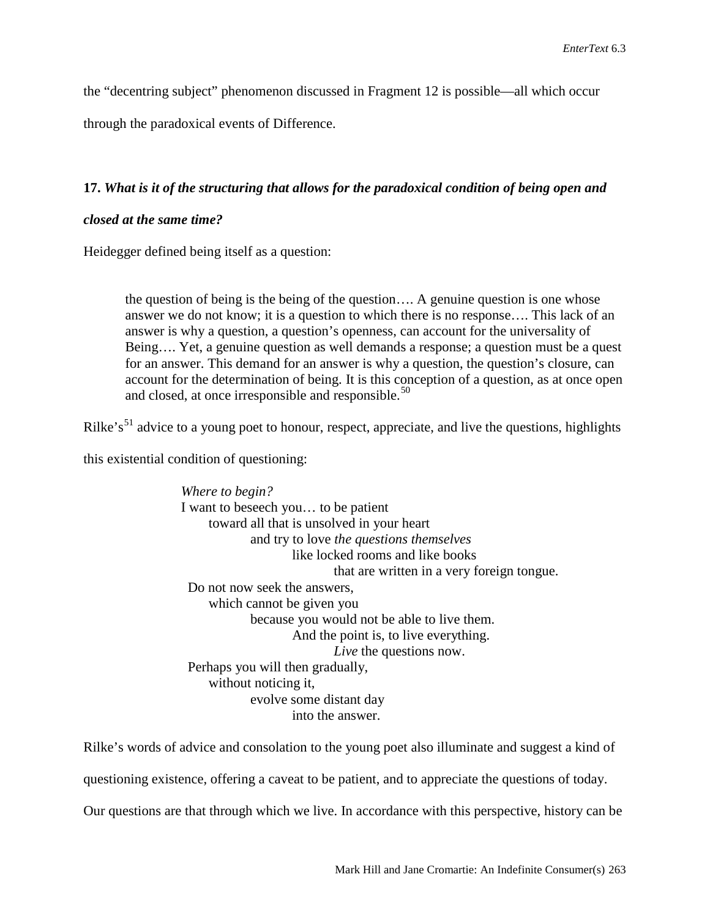the "decentring subject" phenomenon discussed in Fragment 12 is possible—all which occur through the paradoxical events of Difference.

**17.** ***What is it of the structuring that allows for the paradoxical condition of being open and closed at the same time?***

Heidegger defined being itself as a question:

> the question of being is the being of the question…. A genuine question is one whose answer we do not know; it is a question to which there is no response…. This lack of an answer is why a question, a question's openness, can account for the universality of Being…. Yet, a genuine question as well demands a response; a question must be a quest for an answer. This demand for an answer is why a question, the question's closure, can account for the determination of being. It is this conception of a question, as at once open and closed, at once irresponsible and responsible.[50]

Rilke's[51] advice to a young poet to honour, respect, appreciate, and live the questions, highlights this existential condition of questioning:

> *Where to begin?*
> I want to beseech you… to be patient
> toward all that is unsolved in your heart
> and try to love *the questions themselves*
> like locked rooms and like books
> that are written in a very foreign tongue.
> Do not now seek the answers,
> which cannot be given you
> because you would not be able to live them.
> And the point is, to live everything.
> *Live* the questions now.
> Perhaps you will then gradually,
> without noticing it,
> evolve some distant day
> into the answer.

Rilke's words of advice and consolation to the young poet also illuminate and suggest a kind of questioning existence, offering a caveat to be patient, and to appreciate the questions of today. Our questions are that through which we live. In accordance with this perspective, history can be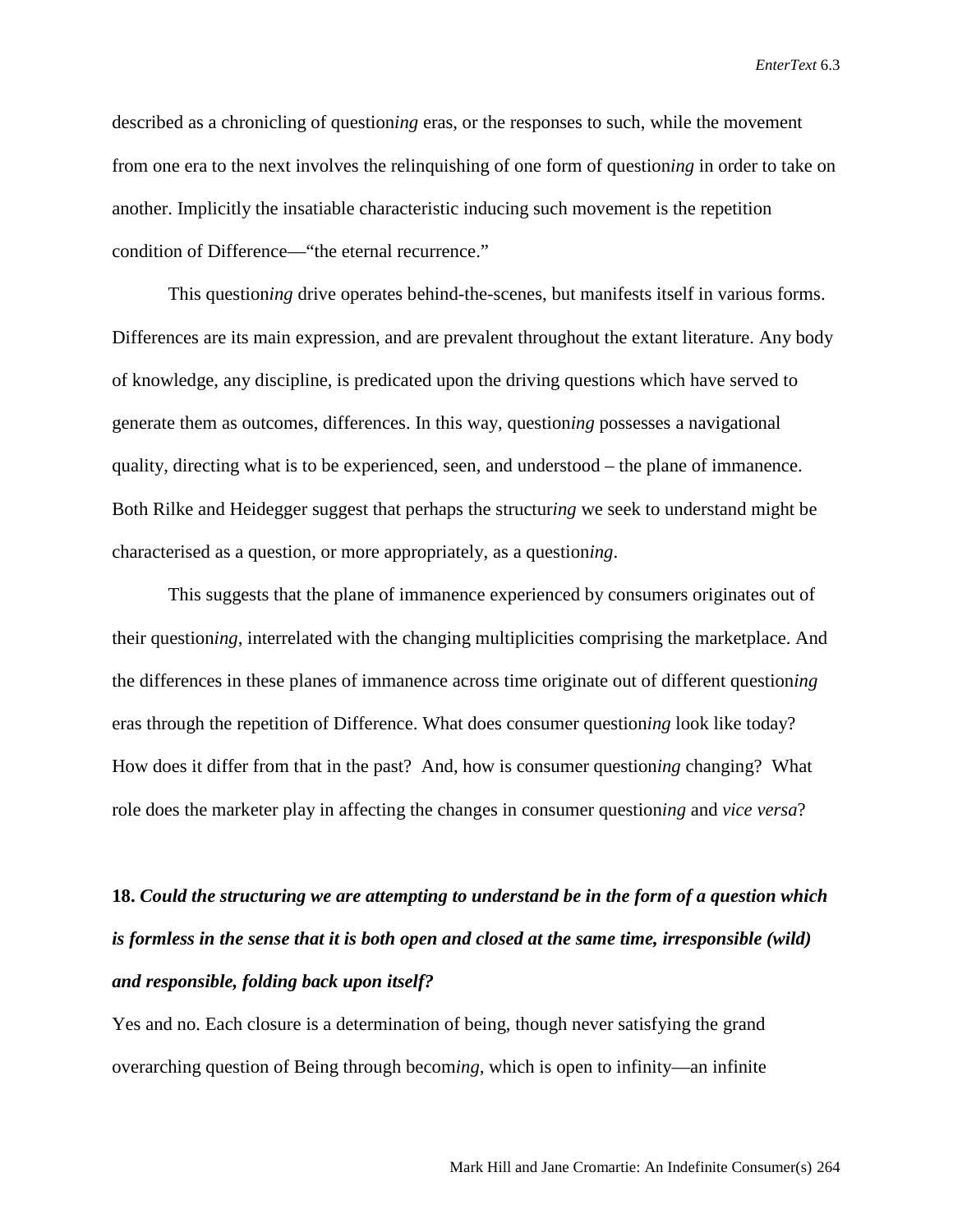described as a chronicling of question*ing* eras, or the responses to such, while the movement from one era to the next involves the relinquishing of one form of question*ing* in order to take on another. Implicitly the insatiable characteristic inducing such movement is the repetition condition of Difference—"the eternal recurrence."

This question*ing* drive operates behind-the-scenes, but manifests itself in various forms. Differences are its main expression, and are prevalent throughout the extant literature. Any body of knowledge, any discipline, is predicated upon the driving questions which have served to generate them as outcomes, differences. In this way, question*ing* possesses a navigational quality, directing what is to be experienced, seen, and understood – the plane of immanence. Both Rilke and Heidegger suggest that perhaps the structur*ing* we seek to understand might be characterised as a question, or more appropriately, as a question*ing*.

This suggests that the plane of immanence experienced by consumers originates out of their question*ing*, interrelated with the changing multiplicities comprising the marketplace. And the differences in these planes of immanence across time originate out of different question*ing* eras through the repetition of Difference. What does consumer question*ing* look like today? How does it differ from that in the past? And, how is consumer question*ing* changing? What role does the marketer play in affecting the changes in consumer question*ing* and *vice versa*?

**18.** ***Could the structuring we are attempting to understand be in the form of a question which is formless in the sense that it is both open and closed at the same time, irresponsible (wild) and responsible, folding back upon itself?***

Yes and no. Each closure is a determination of being, though never satisfying the grand overarching question of Being through becom*ing*, which is open to infinity—an infinite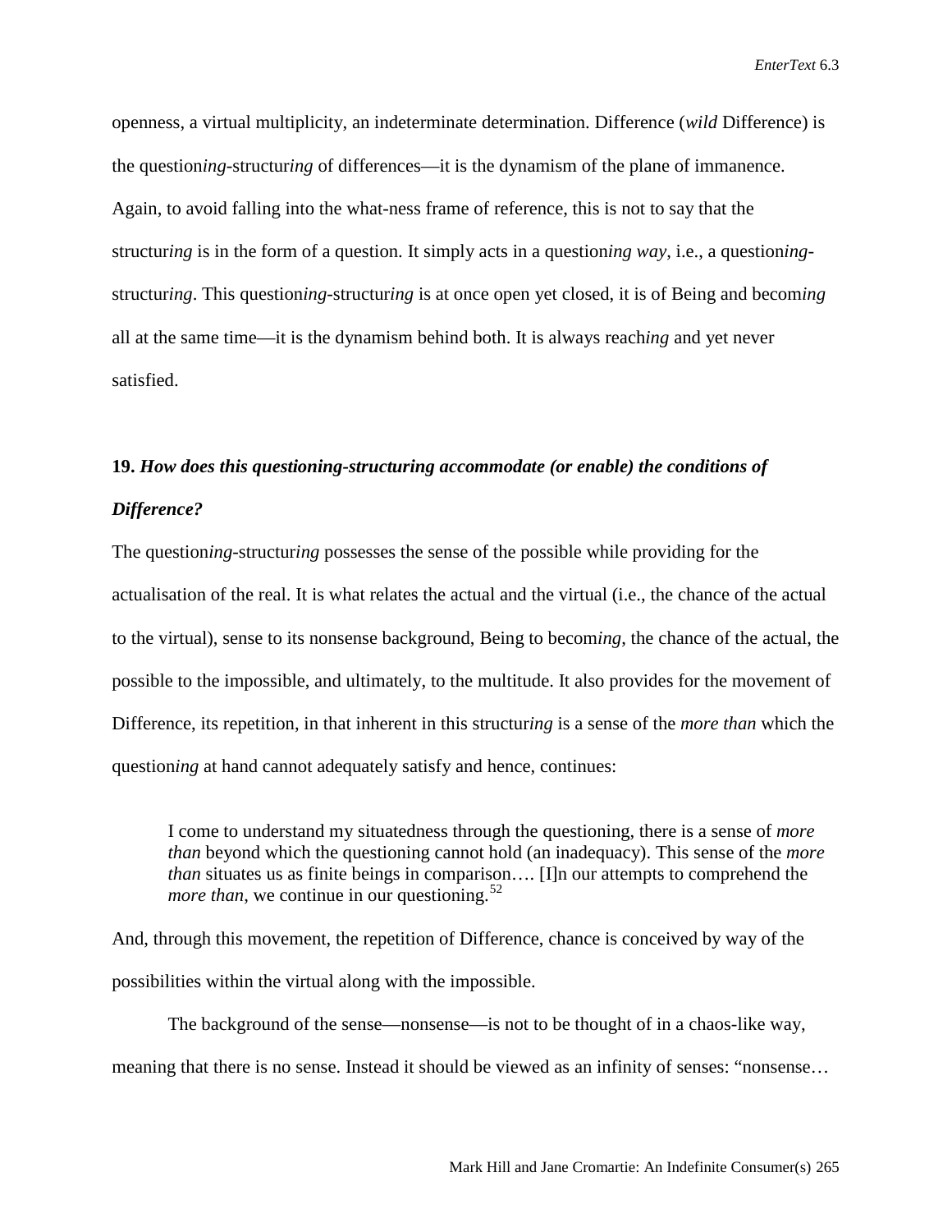openness, a virtual multiplicity, an indeterminate determination. Difference (*wild* Difference) is the question*ing*-structur*ing* of differences—it is the dynamism of the plane of immanence. Again, to avoid falling into the what-ness frame of reference, this is not to say that the structur*ing* is in the form of a question. It simply acts in a question*ing way*, i.e., a question*ing*-structur*ing*. This question*ing*-structur*ing* is at once open yet closed, it is of Being and becom*ing* all at the same time—it is the dynamism behind both. It is always reach*ing* and yet never satisfied.

**19.** ***How does this questioning-structuring accommodate (or enable) the conditions of Difference?***

The question*ing*-structur*ing* possesses the sense of the possible while providing for the actualisation of the real. It is what relates the actual and the virtual (i.e., the chance of the actual to the virtual), sense to its nonsense background, Being to becom*ing*, the chance of the actual, the possible to the impossible, and ultimately, to the multitude. It also provides for the movement of Difference, its repetition, in that inherent in this structur*ing* is a sense of the *more than* which the question*ing* at hand cannot adequately satisfy and hence, continues:

> I come to understand my situatedness through the questioning, there is a sense of *more than* beyond which the questioning cannot hold (an inadequacy). This sense of the *more than* situates us as finite beings in comparison…. [I]n our attempts to comprehend the *more than*, we continue in our questioning.[52]

And, through this movement, the repetition of Difference, chance is conceived by way of the possibilities within the virtual along with the impossible.

The background of the sense—nonsense—is not to be thought of in a chaos-like way, meaning that there is no sense. Instead it should be viewed as an infinity of senses: "nonsense…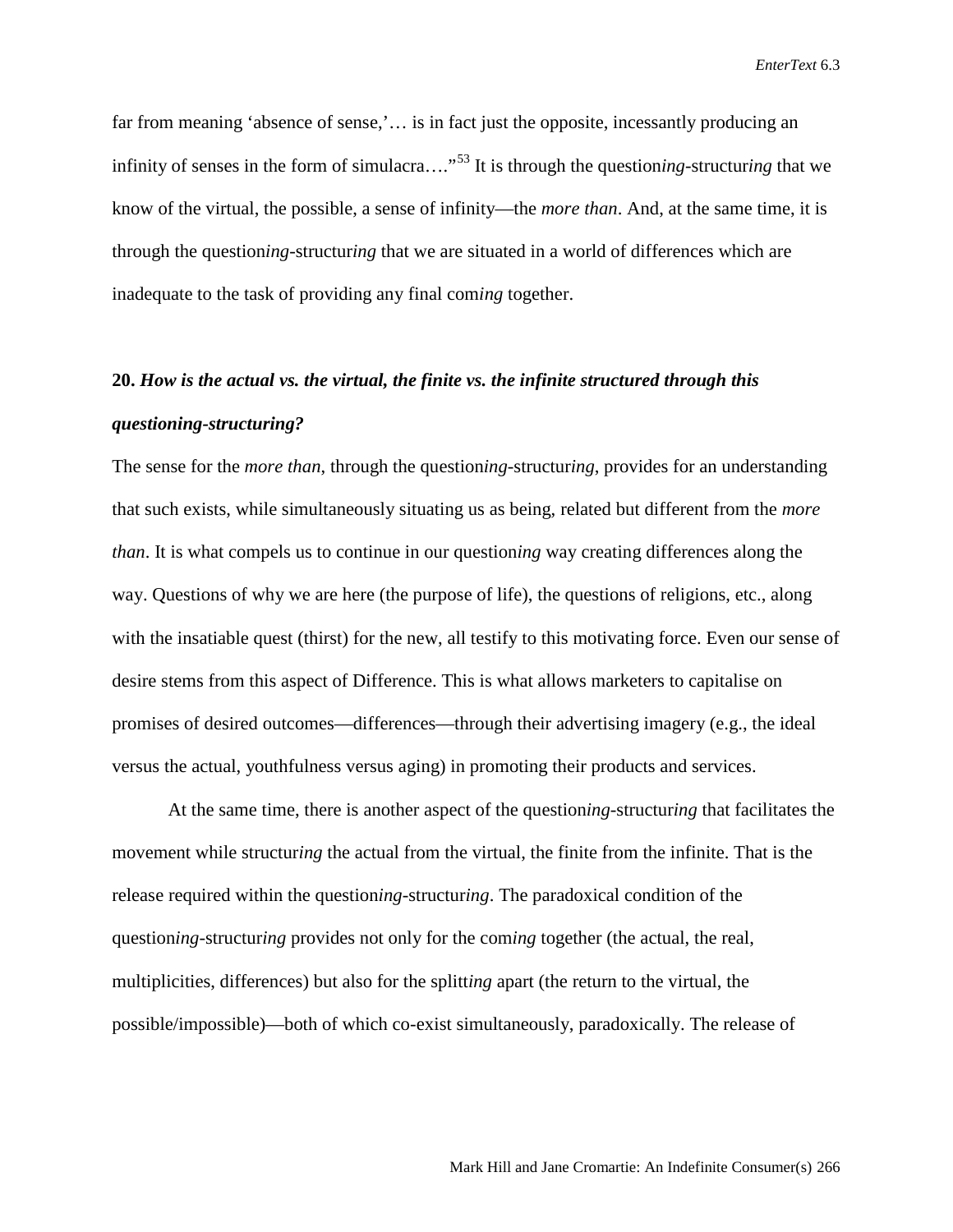far from meaning 'absence of sense,'… is in fact just the opposite, incessantly producing an infinity of senses in the form of simulacra…."[53] It is through the question*ing*-structur*ing* that we know of the virtual, the possible, a sense of infinity—the *more than*. And, at the same time, it is through the question*ing*-structur*ing* that we are situated in a world of differences which are inadequate to the task of providing any final com*ing* together.

**20.** ***How is the actual vs. the virtual, the finite vs. the infinite structured through this questioning-structuring?***

The sense for the *more than*, through the question*ing*-structur*ing*, provides for an understanding that such exists, while simultaneously situating us as being, related but different from the *more than*. It is what compels us to continue in our question*ing* way creating differences along the way. Questions of why we are here (the purpose of life), the questions of religions, etc., along with the insatiable quest (thirst) for the new, all testify to this motivating force. Even our sense of desire stems from this aspect of Difference. This is what allows marketers to capitalise on promises of desired outcomes—differences—through their advertising imagery (e.g., the ideal versus the actual, youthfulness versus aging) in promoting their products and services.

At the same time, there is another aspect of the question*ing*-structur*ing* that facilitates the movement while structur*ing* the actual from the virtual, the finite from the infinite. That is the release required within the question*ing*-structur*ing*. The paradoxical condition of the question*ing*-structur*ing* provides not only for the com*ing* together (the actual, the real, multiplicities, differences) but also for the splitt*ing* apart (the return to the virtual, the possible/impossible)—both of which co-exist simultaneously, paradoxically. The release of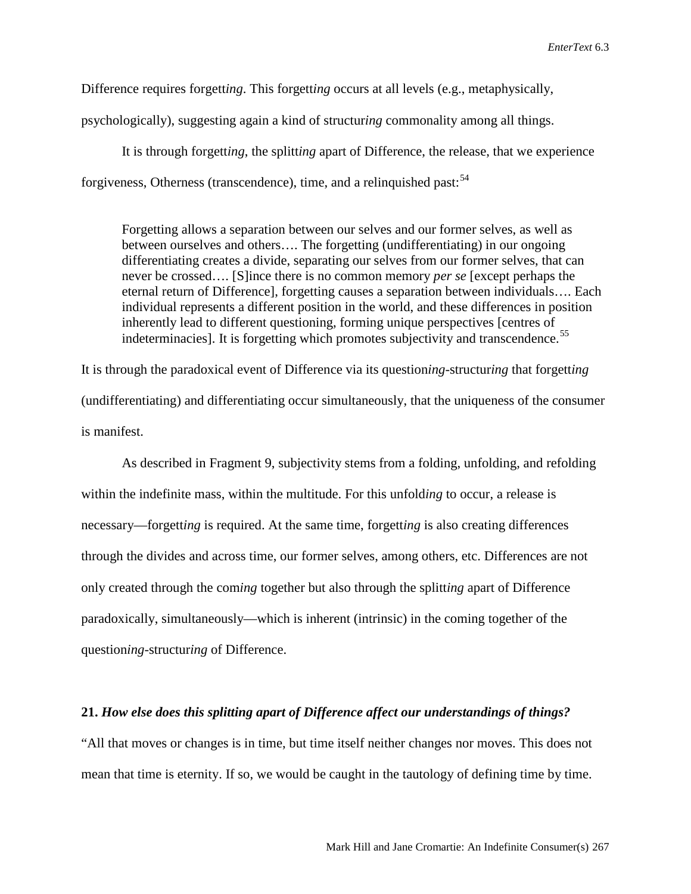Difference requires forgett*ing*. This forgett*ing* occurs at all levels (e.g., metaphysically, psychologically), suggesting again a kind of structur*ing* commonality among all things.

It is through forgett*ing*, the splitt*ing* apart of Difference, the release, that we experience forgiveness, Otherness (transcendence), time, and a relinquished past:[54]

> Forgetting allows a separation between our selves and our former selves, as well as between ourselves and others…. The forgetting (undifferentiating) in our ongoing differentiating creates a divide, separating our selves from our former selves, that can never be crossed…. [S]ince there is no common memory *per se* [except perhaps the eternal return of Difference], forgetting causes a separation between individuals…. Each individual represents a different position in the world, and these differences in position inherently lead to different questioning, forming unique perspectives [centres of indeterminacies]. It is forgetting which promotes subjectivity and transcendence.[55]

It is through the paradoxical event of Difference via its question*ing*-structur*ing* that forgett*ing* (undifferentiating) and differentiating occur simultaneously, that the uniqueness of the consumer is manifest.

As described in Fragment 9, subjectivity stems from a folding, unfolding, and refolding within the indefinite mass, within the multitude. For this unfold*ing* to occur, a release is necessary—forgett*ing* is required. At the same time, forgett*ing* is also creating differences through the divides and across time, our former selves, among others, etc. Differences are not only created through the com*ing* together but also through the splitt*ing* apart of Difference paradoxically, simultaneously—which is inherent (intrinsic) in the coming together of the question*ing*-structur*ing* of Difference.

**21.** ***How else does this splitting apart of Difference affect our understandings of things?***

"All that moves or changes is in time, but time itself neither changes nor moves. This does not mean that time is eternity. If so, we would be caught in the tautology of defining time by time.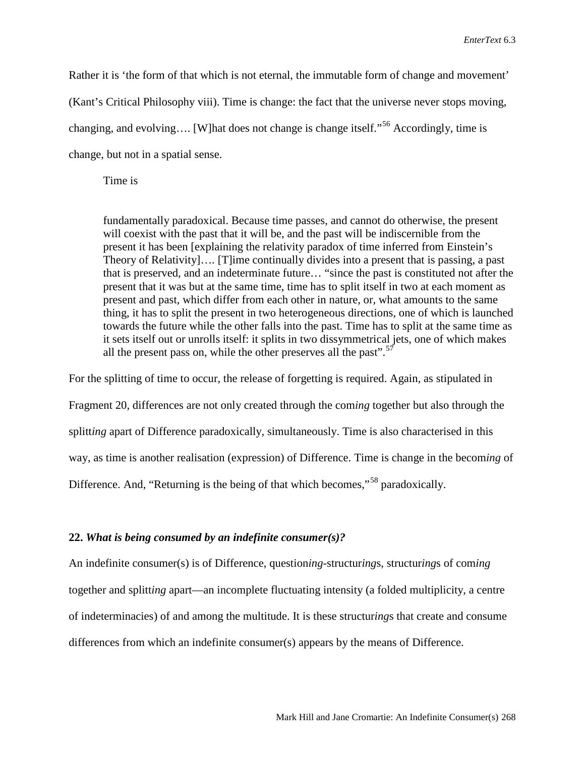Rather it is 'the form of that which is not eternal, the immutable form of change and movement' (Kant's Critical Philosophy viii). Time is change: the fact that the universe never stops moving, changing, and evolving…. [W]hat does not change is change itself."[56] Accordingly, time is change, but not in a spatial sense.

Time is

> fundamentally paradoxical. Because time passes, and cannot do otherwise, the present will coexist with the past that it will be, and the past will be indiscernible from the present it has been [explaining the relativity paradox of time inferred from Einstein's Theory of Relativity]…. [T]ime continually divides into a present that is passing, a past that is preserved, and an indeterminate future… "since the past is constituted not after the present that it was but at the same time, time has to split itself in two at each moment as present and past, which differ from each other in nature, or, what amounts to the same thing, it has to split the present in two heterogeneous directions, one of which is launched towards the future while the other falls into the past. Time has to split at the same time as it sets itself out or unrolls itself: it splits in two dissymmetrical jets, one of which makes all the present pass on, while the other preserves all the past".[57]

For the splitting of time to occur, the release of forgetting is required. Again, as stipulated in Fragment 20, differences are not only created through the com*ing* together but also through the splitt*ing* apart of Difference paradoxically, simultaneously. Time is also characterised in this way, as time is another realisation (expression) of Difference. Time is change in the becom*ing* of Difference. And, "Returning is the being of that which becomes,"[58] paradoxically.

**22.** ***What is being consumed by an indefinite consumer(s)?***

An indefinite consumer(s) is of Difference, question*ing*-structur*ing*s, structur*ing*s of com*ing* together and splitt*ing* apart—an incomplete fluctuating intensity (a folded multiplicity, a centre of indeterminacies) of and among the multitude. It is these structur*ing*s that create and consume differences from which an indefinite consumer(s) appears by the means of Difference.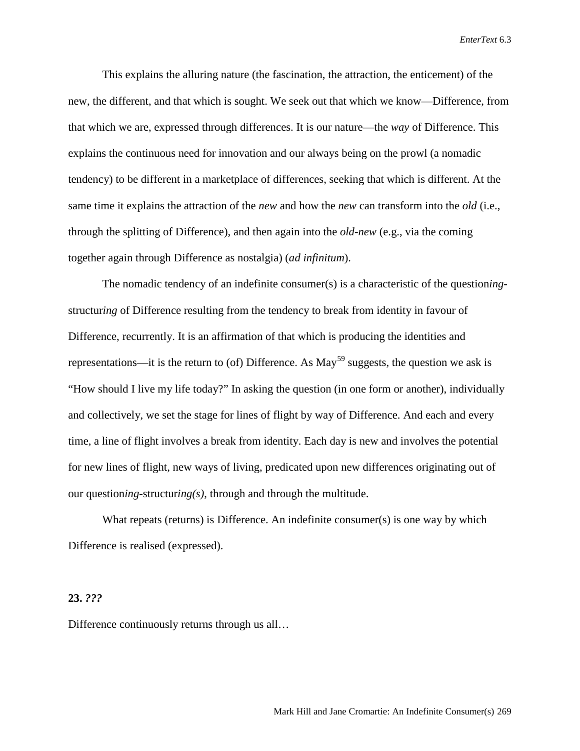This explains the alluring nature (the fascination, the attraction, the enticement) of the new, the different, and that which is sought. We seek out that which we know—Difference, from that which we are, expressed through differences. It is our nature—the *way* of Difference. This explains the continuous need for innovation and our always being on the prowl (a nomadic tendency) to be different in a marketplace of differences, seeking that which is different. At the same time it explains the attraction of the *new* and how the *new* can transform into the *old* (i.e., through the splitting of Difference), and then again into the *old-new* (e.g., via the coming together again through Difference as nostalgia) (*ad infinitum*).

The nomadic tendency of an indefinite consumer(s) is a characteristic of the question*ing*-structur*ing* of Difference resulting from the tendency to break from identity in favour of Difference, recurrently. It is an affirmation of that which is producing the identities and representations—it is the return to (of) Difference. As May[59] suggests, the question we ask is "How should I live my life today?" In asking the question (in one form or another), individually and collectively, we set the stage for lines of flight by way of Difference. And each and every time, a line of flight involves a break from identity. Each day is new and involves the potential for new lines of flight, new ways of living, predicated upon new differences originating out of our question*ing*-structur*ing(s)*, through and through the multitude.

What repeats (returns) is Difference. An indefinite consumer(s) is one way by which Difference is realised (expressed).

**23.** ***???***

Difference continuously returns through us all…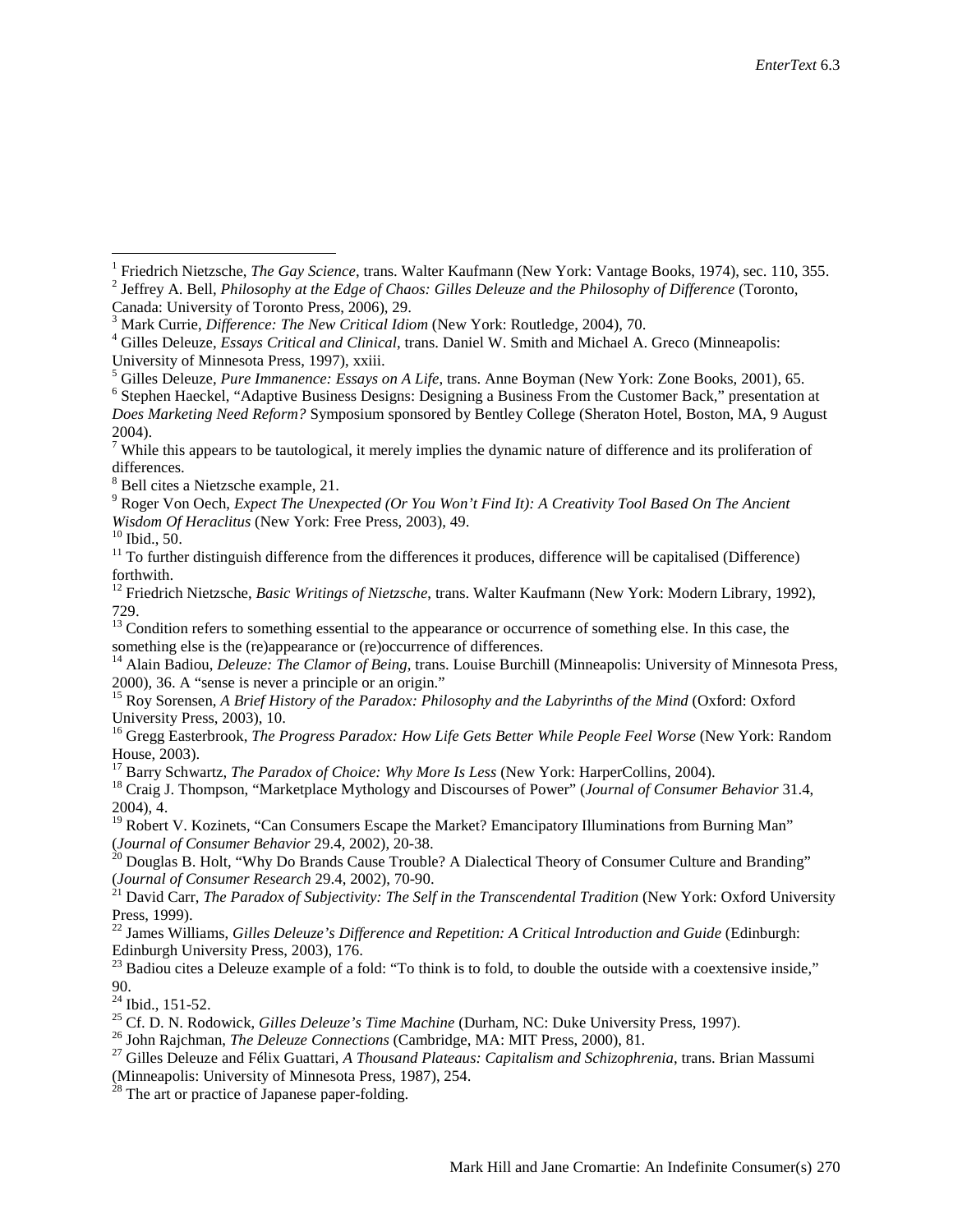[1] Friedrich Nietzsche, *The Gay Science*, trans. Walter Kaufmann (New York: Vantage Books, 1974), sec. 110, 355.

[2] Jeffrey A. Bell, *Philosophy at the Edge of Chaos: Gilles Deleuze and the Philosophy of Difference* (Toronto, Canada: University of Toronto Press, 2006), 29.

[3] Mark Currie, *Difference: The New Critical Idiom* (New York: Routledge, 2004), 70.

[4] Gilles Deleuze, *Essays Critical and Clinical*, trans. Daniel W. Smith and Michael A. Greco (Minneapolis: University of Minnesota Press, 1997), xxiii.

[5] Gilles Deleuze, *Pure Immanence: Essays on A Life*, trans. Anne Boyman (New York: Zone Books, 2001), 65.

[6] Stephen Haeckel, "Adaptive Business Designs: Designing a Business From the Customer Back," presentation at *Does Marketing Need Reform?* Symposium sponsored by Bentley College (Sheraton Hotel, Boston, MA, 9 August 2004).

[7] While this appears to be tautological, it merely implies the dynamic nature of difference and its proliferation of differences.

[8] Bell cites a Nietzsche example, 21.

[9] Roger Von Oech, *Expect The Unexpected (Or You Won't Find It): A Creativity Tool Based On The Ancient Wisdom Of Heraclitus* (New York: Free Press, 2003), 49.

[10] Ibid., 50.

[11] To further distinguish difference from the differences it produces, difference will be capitalised (Difference) forthwith.

[12] Friedrich Nietzsche, *Basic Writings of Nietzsche*, trans. Walter Kaufmann (New York: Modern Library, 1992), 729.

[13] Condition refers to something essential to the appearance or occurrence of something else. In this case, the something else is the (re)appearance or (re)occurrence of differences.

[14] Alain Badiou, *Deleuze: The Clamor of Being*, trans. Louise Burchill (Minneapolis: University of Minnesota Press, 2000), 36. A "sense is never a principle or an origin."

[15] Roy Sorensen, *A Brief History of the Paradox: Philosophy and the Labyrinths of the Mind* (Oxford: Oxford University Press, 2003), 10.

[16] Gregg Easterbrook, *The Progress Paradox: How Life Gets Better While People Feel Worse* (New York: Random House, 2003).

[17] Barry Schwartz, *The Paradox of Choice: Why More Is Less* (New York: HarperCollins, 2004).

[18] Craig J. Thompson, "Marketplace Mythology and Discourses of Power" (*Journal of Consumer Behavior* 31.4, 2004), 4.

[19] Robert V. Kozinets, "Can Consumers Escape the Market? Emancipatory Illuminations from Burning Man" (*Journal of Consumer Behavior* 29.4, 2002), 20-38.

[20] Douglas B. Holt, "Why Do Brands Cause Trouble? A Dialectical Theory of Consumer Culture and Branding" (*Journal of Consumer Research* 29.4, 2002), 70-90.

[21] David Carr, *The Paradox of Subjectivity: The Self in the Transcendental Tradition* (New York: Oxford University Press, 1999).

[22] James Williams, *Gilles Deleuze's Difference and Repetition: A Critical Introduction and Guide* (Edinburgh: Edinburgh University Press, 2003), 176.

[23] Badiou cites a Deleuze example of a fold: "To think is to fold, to double the outside with a coextensive inside," 90.

[24] Ibid., 151-52.

[25] Cf. D. N. Rodowick, *Gilles Deleuze's Time Machine* (Durham, NC: Duke University Press, 1997).

[26] John Rajchman, *The Deleuze Connections* (Cambridge, MA: MIT Press, 2000), 81.

[27] Gilles Deleuze and Félix Guattari, *A Thousand Plateaus: Capitalism and Schizophrenia*, trans. Brian Massumi (Minneapolis: University of Minnesota Press, 1987), 254.

[28] The art or practice of Japanese paper-folding.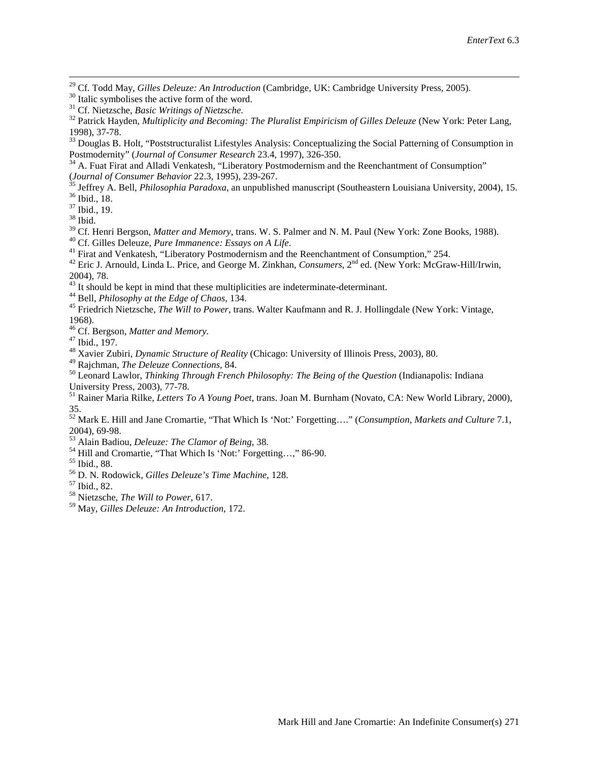[29] Cf. Todd May, *Gilles Deleuze: An Introduction* (Cambridge, UK: Cambridge University Press, 2005).
[30] Italic symbolises the active form of the word.
[31] Cf. Nietzsche, *Basic Writings of Nietzsche.*
[32] Patrick Hayden, *Multiplicity and Becoming: The Pluralist Empiricism of Gilles Deleuze* (New York: Peter Lang, 1998), 37-78.
[33] Douglas B. Holt, "Poststructuralist Lifestyles Analysis: Conceptualizing the Social Patterning of Consumption in Postmodernity" (*Journal of Consumer Research* 23.4, 1997), 326-350.
[34] A. Fuat Firat and Alladi Venkatesh, "Liberatory Postmodernism and the Reenchantment of Consumption" (*Journal of Consumer Behavior* 22.3, 1995), 239-267.
[35] Jeffrey A. Bell, *Philosophia Paradoxa*, an unpublished manuscript (Southeastern Louisiana University, 2004), 15.
[36] Ibid., 18.
[37] Ibid., 19.
[38] Ibid.
[39] Cf. Henri Bergson, *Matter and Memory*, trans. W. S. Palmer and N. M. Paul (New York: Zone Books, 1988).
[40] Cf. Gilles Deleuze, *Pure Immanence: Essays on A Life*.
[41] Firat and Venkatesh, "Liberatory Postmodernism and the Reenchantment of Consumption," 254.
[42] Eric J. Arnould, Linda L. Price, and George M. Zinkhan, *Consumers*, 2nd ed. (New York: McGraw-Hill/Irwin, 2004), 78.
[43] It should be kept in mind that these multiplicities are indeterminate-determinant.
[44] Bell, *Philosophy at the Edge of Chaos*, 134.
[45] Friedrich Nietzsche, *The Will to Power*, trans. Walter Kaufmann and R. J. Hollingdale (New York: Vintage, 1968).
[46] Cf. Bergson, *Matter and Memory*.
[47] Ibid., 197.
[48] Xavier Zubiri, *Dynamic Structure of Reality* (Chicago: University of Illinois Press, 2003), 80.
[49] Rajchman, *The Deleuze Connections*, 84.
[50] Leonard Lawlor, *Thinking Through French Philosophy: The Being of the Question* (Indianapolis: Indiana University Press, 2003), 77-78.
[51] Rainer Maria Rilke, *Letters To A Young Poet*, trans. Joan M. Burnham (Novato, CA: New World Library, 2000), 35.
[52] Mark E. Hill and Jane Cromartie, "That Which Is 'Not:' Forgetting…." (*Consumption, Markets and Culture* 7.1, 2004), 69-98.
[53] Alain Badiou, *Deleuze: The Clamor of Being*, 38.
[54] Hill and Cromartie, "That Which Is 'Not:' Forgetting…," 86-90.
[55] Ibid., 88.
[56] D. N. Rodowick, *Gilles Deleuze's Time Machine*, 128.
[57] Ibid., 82.
[58] Nietzsche, *The Will to Power*, 617.
[59] May, *Gilles Deleuze: An Introduction*, 172.